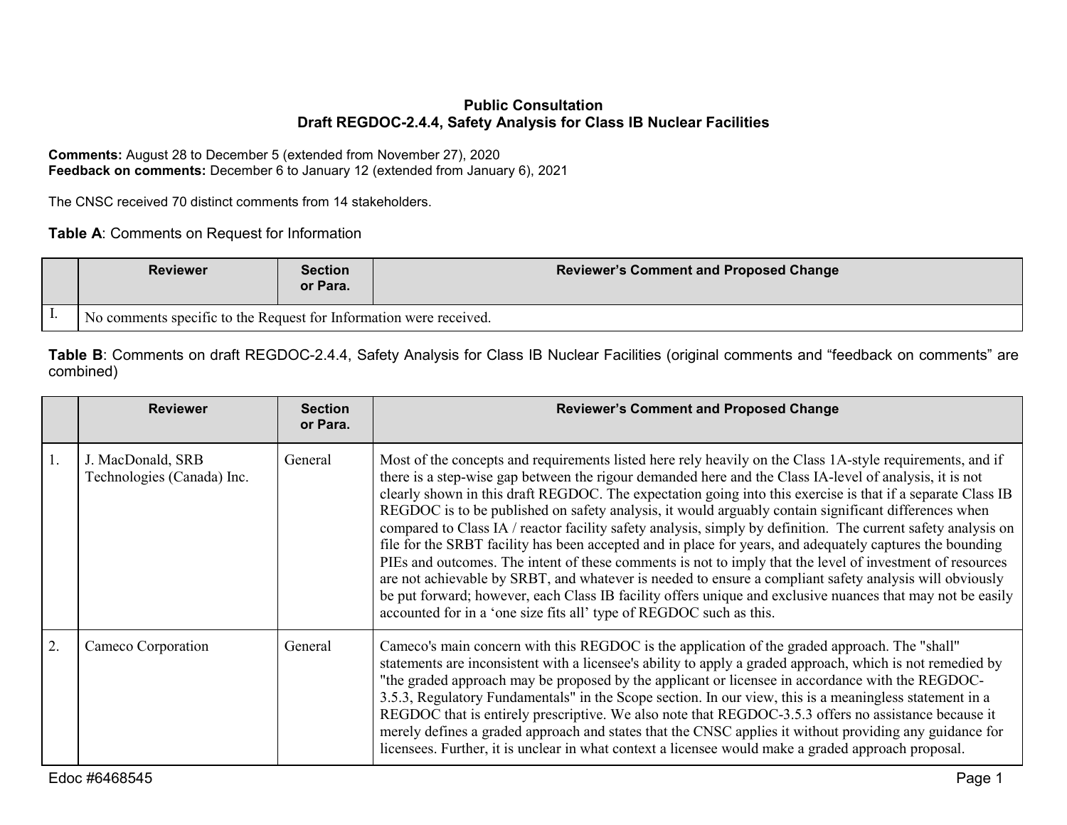**Public Consultation**
**Draft REGDOC-2.4.4, Safety Analysis for Class IB Nuclear Facilities**

**Comments:** August 28 to December 5 (extended from November 27), 2020
**Feedback on comments:** December 6 to January 12 (extended from January 6), 2021

The CNSC received 70 distinct comments from 14 stakeholders.

**Table A**: Comments on Request for Information

| | Reviewer | Section or Para. | Reviewer's Comment and Proposed Change |
|---|---|---|---|
| I. | No comments specific to the Request for Information were received. | | |

**Table B**: Comments on draft REGDOC-2.4.4, Safety Analysis for Class IB Nuclear Facilities (original comments and "feedback on comments" are combined)

| | Reviewer | Section or Para. | Reviewer's Comment and Proposed Change |
|---|---|---|---|
| 1. | J. MacDonald, SRB Technologies (Canada) Inc. | General | Most of the concepts and requirements listed here rely heavily on the Class 1A-style requirements, and if there is a step-wise gap between the rigour demanded here and the Class IA-level of analysis, it is not clearly shown in this draft REGDOC. The expectation going into this exercise is that if a separate Class IB REGDOC is to be published on safety analysis, it would arguably contain significant differences when compared to Class IA / reactor facility safety analysis, simply by definition. The current safety analysis on file for the SRBT facility has been accepted and in place for years, and adequately captures the bounding PIEs and outcomes. The intent of these comments is not to imply that the level of investment of resources are not achievable by SRBT, and whatever is needed to ensure a compliant safety analysis will obviously be put forward; however, each Class IB facility offers unique and exclusive nuances that may not be easily accounted for in a 'one size fits all' type of REGDOC such as this. |
| 2. | Cameco Corporation | General | Cameco's main concern with this REGDOC is the application of the graded approach. The "shall" statements are inconsistent with a licensee's ability to apply a graded approach, which is not remedied by "the graded approach may be proposed by the applicant or licensee in accordance with the REGDOC-3.5.3, Regulatory Fundamentals" in the Scope section. In our view, this is a meaningless statement in a REGDOC that is entirely prescriptive. We also note that REGDOC-3.5.3 offers no assistance because it merely defines a graded approach and states that the CNSC applies it without providing any guidance for licensees. Further, it is unclear in what context a licensee would make a graded approach proposal. |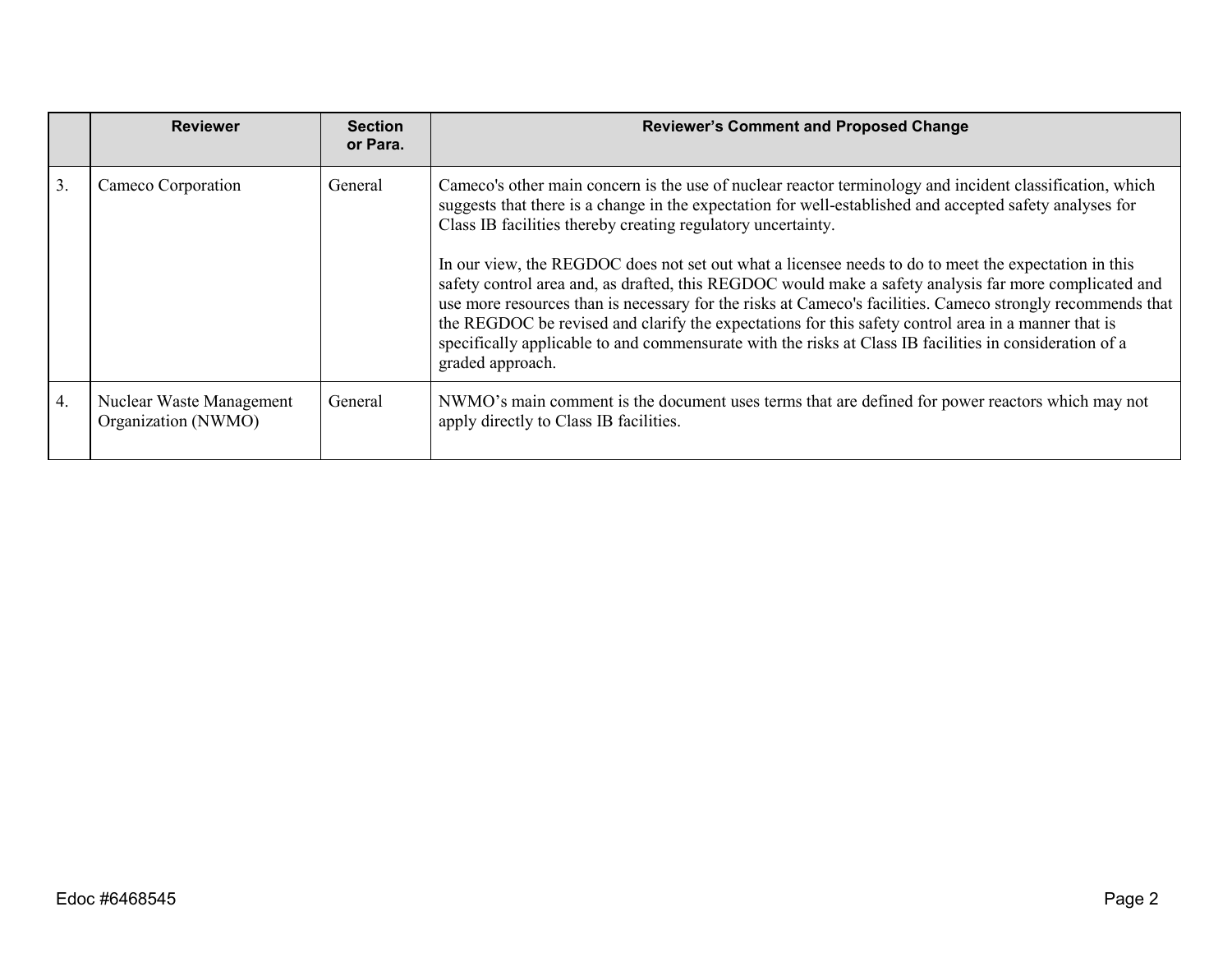| | Reviewer | Section or Para. | Reviewer's Comment and Proposed Change |
|---|---|---|---|
| 3. | Cameco Corporation | General | Cameco's other main concern is the use of nuclear reactor terminology and incident classification, which suggests that there is a change in the expectation for well-established and accepted safety analyses for Class IB facilities thereby creating regulatory uncertainty.<br><br>In our view, the REGDOC does not set out what a licensee needs to do to meet the expectation in this safety control area and, as drafted, this REGDOC would make a safety analysis far more complicated and use more resources than is necessary for the risks at Cameco's facilities. Cameco strongly recommends that the REGDOC be revised and clarify the expectations for this safety control area in a manner that is specifically applicable to and commensurate with the risks at Class IB facilities in consideration of a graded approach. |
| 4. | Nuclear Waste Management Organization (NWMO) | General | NWMO's main comment is the document uses terms that are defined for power reactors which may not apply directly to Class IB facilities. |

Edoc #6468545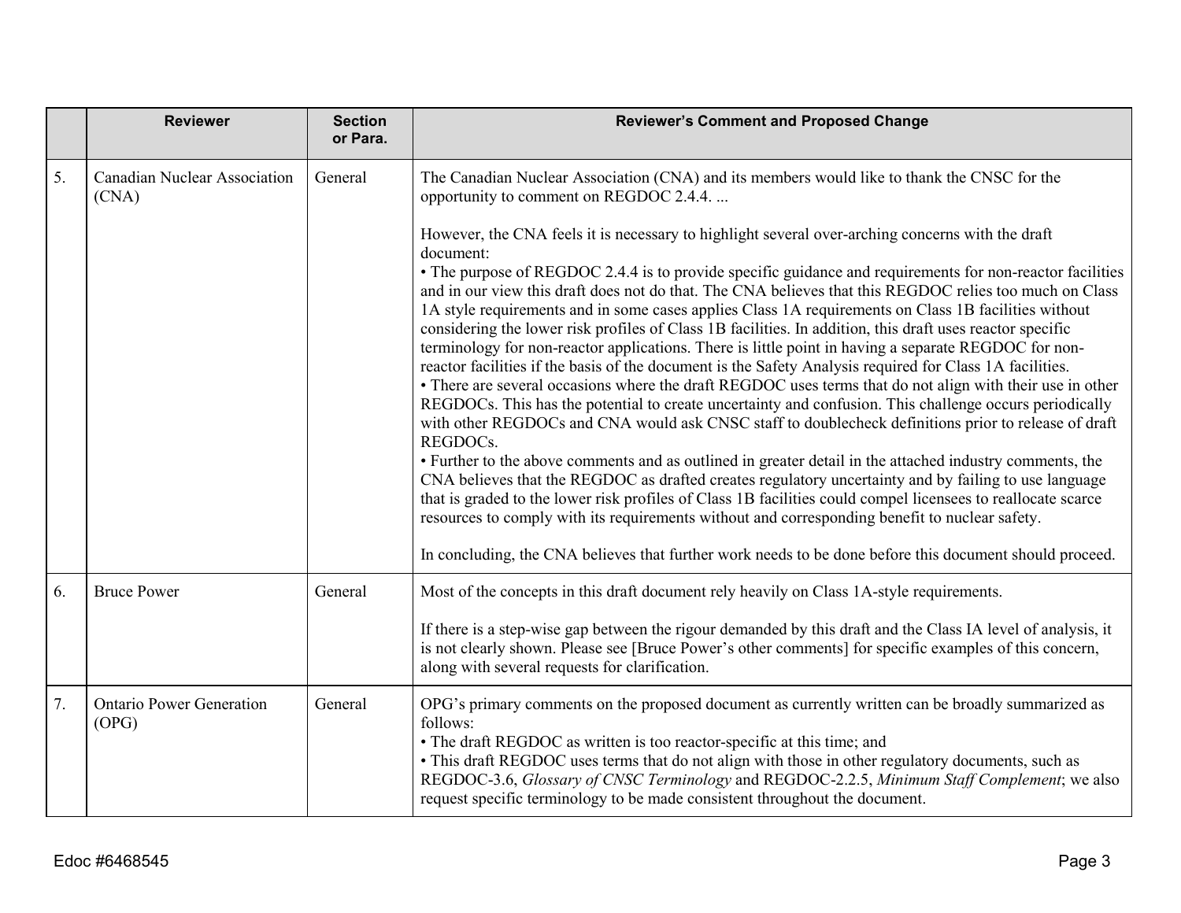| | Reviewer | Section or Para. | Reviewer's Comment and Proposed Change |
|---|---|---|---|
| 5. | Canadian Nuclear Association (CNA) | General | The Canadian Nuclear Association (CNA) and its members would like to thank the CNSC for the opportunity to comment on REGDOC 2.4.4. ...<br><br>However, the CNA feels it is necessary to highlight several over-arching concerns with the draft document:<br>• The purpose of REGDOC 2.4.4 is to provide specific guidance and requirements for non-reactor facilities and in our view this draft does not do that. The CNA believes that this REGDOC relies too much on Class 1A style requirements and in some cases applies Class 1A requirements on Class 1B facilities without considering the lower risk profiles of Class 1B facilities. In addition, this draft uses reactor specific terminology for non-reactor applications. There is little point in having a separate REGDOC for non-reactor facilities if the basis of the document is the Safety Analysis required for Class 1A facilities.<br>• There are several occasions where the draft REGDOC uses terms that do not align with their use in other REGDOCs. This has the potential to create uncertainty and confusion. This challenge occurs periodically with other REGDOCs and CNA would ask CNSC staff to doublecheck definitions prior to release of draft REGDOCs.<br>• Further to the above comments and as outlined in greater detail in the attached industry comments, the CNA believes that the REGDOC as drafted creates regulatory uncertainty and by failing to use language that is graded to the lower risk profiles of Class 1B facilities could compel licensees to reallocate scarce resources to comply with its requirements without and corresponding benefit to nuclear safety.<br><br>In concluding, the CNA believes that further work needs to be done before this document should proceed. |
| 6. | Bruce Power | General | Most of the concepts in this draft document rely heavily on Class 1A-style requirements.<br><br>If there is a step-wise gap between the rigour demanded by this draft and the Class IA level of analysis, it is not clearly shown. Please see [Bruce Power's other comments] for specific examples of this concern, along with several requests for clarification. |
| 7. | Ontario Power Generation (OPG) | General | OPG's primary comments on the proposed document as currently written can be broadly summarized as follows:<br>• The draft REGDOC as written is too reactor-specific at this time; and<br>• This draft REGDOC uses terms that do not align with those in other regulatory documents, such as REGDOC-3.6, *Glossary of CNSC Terminology* and REGDOC-2.2.5, *Minimum Staff Complement*; we also request specific terminology to be made consistent throughout the document. |

Edoc #6468545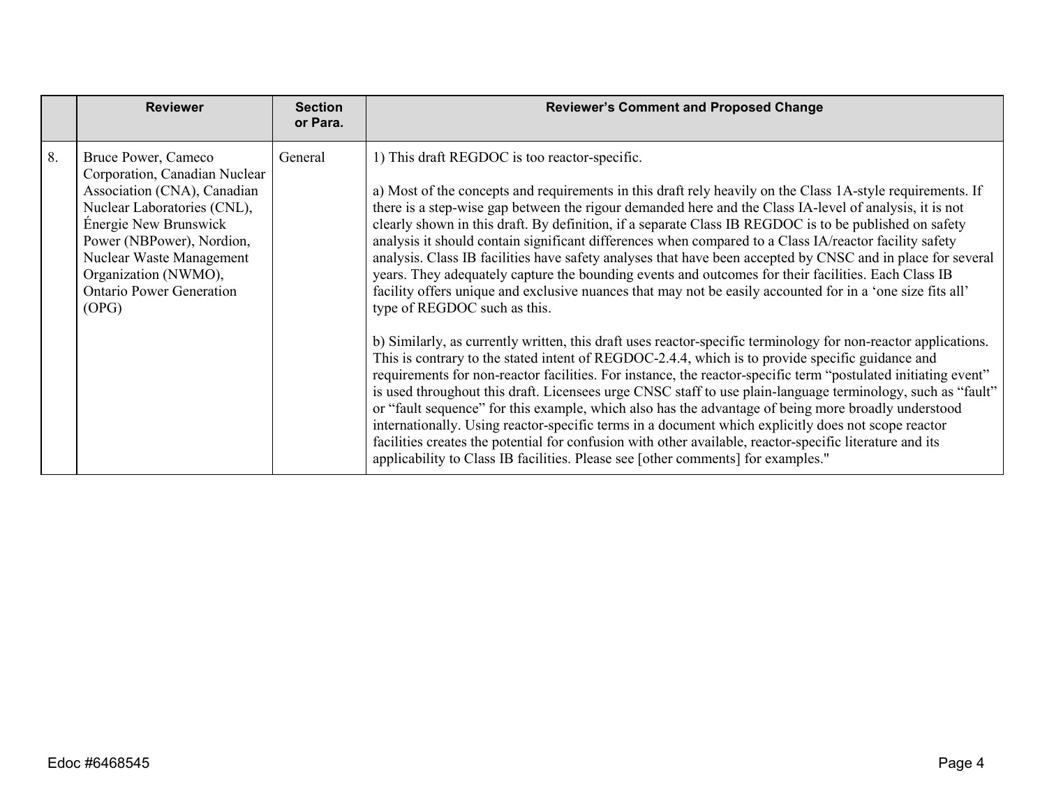| | Reviewer | Section or Para. | Reviewer's Comment and Proposed Change |
|---|---|---|---|
| 8. | Bruce Power, Cameco Corporation, Canadian Nuclear Association (CNA), Canadian Nuclear Laboratories (CNL), Énergie New Brunswick Power (NBPower), Nordion, Nuclear Waste Management Organization (NWMO), Ontario Power Generation (OPG) | General | 1) This draft REGDOC is too reactor-specific.<br><br>a) Most of the concepts and requirements in this draft rely heavily on the Class 1A-style requirements. If there is a step-wise gap between the rigour demanded here and the Class IA-level of analysis, it is not clearly shown in this draft. By definition, if a separate Class IB REGDOC is to be published on safety analysis it should contain significant differences when compared to a Class IA/reactor facility safety analysis. Class IB facilities have safety analyses that have been accepted by CNSC and in place for several years. They adequately capture the bounding events and outcomes for their facilities. Each Class IB facility offers unique and exclusive nuances that may not be easily accounted for in a 'one size fits all' type of REGDOC such as this.<br><br>b) Similarly, as currently written, this draft uses reactor-specific terminology for non-reactor applications. This is contrary to the stated intent of REGDOC-2.4.4, which is to provide specific guidance and requirements for non-reactor facilities. For instance, the reactor-specific term "postulated initiating event" is used throughout this draft. Licensees urge CNSC staff to use plain-language terminology, such as "fault" or "fault sequence" for this example, which also has the advantage of being more broadly understood internationally. Using reactor-specific terms in a document which explicitly does not scope reactor facilities creates the potential for confusion with other available, reactor-specific literature and its applicability to Class IB facilities. Please see [other comments] for examples." |

Edoc #6468545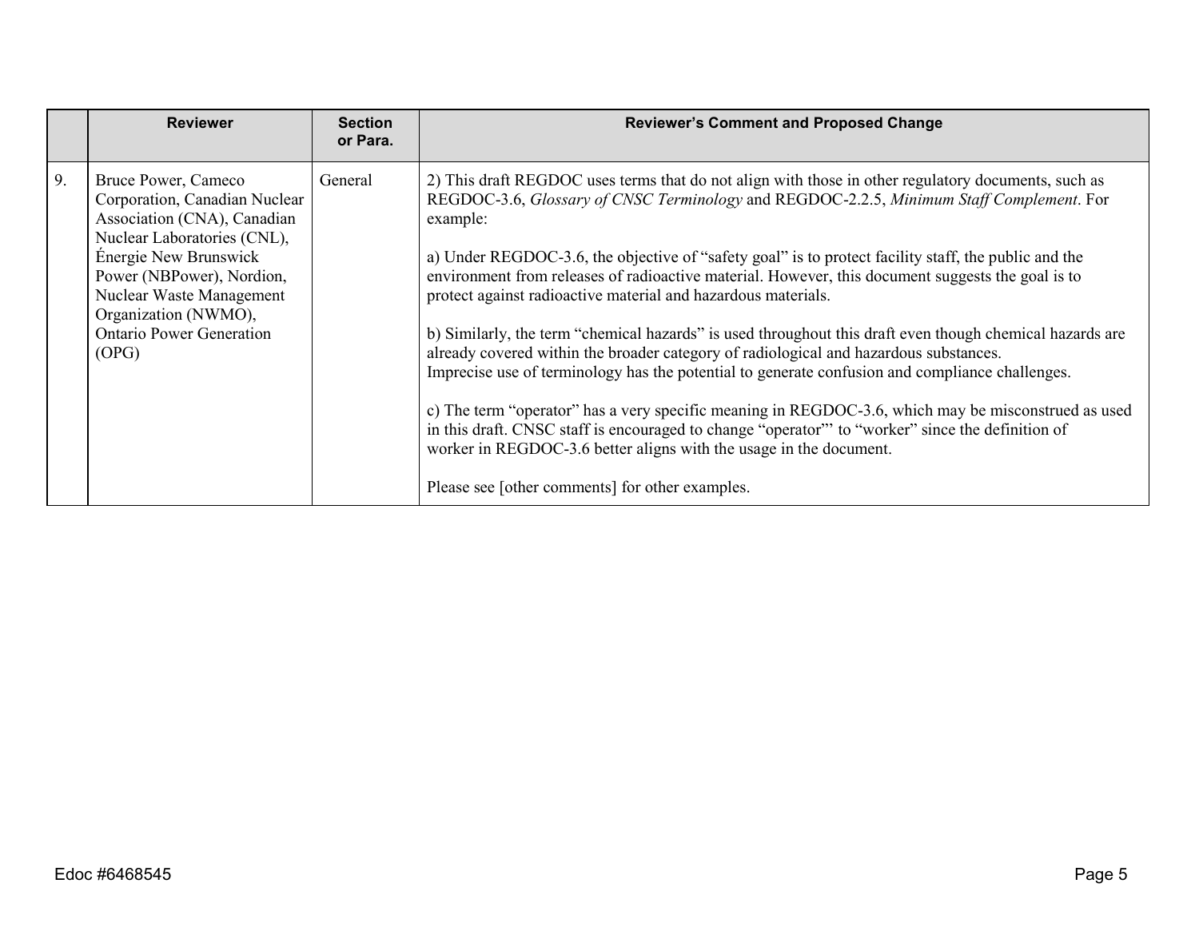| | Reviewer | Section or Para. | Reviewer's Comment and Proposed Change |
|---|---|---|---|
| 9. | Bruce Power, Cameco Corporation, Canadian Nuclear Association (CNA), Canadian Nuclear Laboratories (CNL), Énergie New Brunswick Power (NBPower), Nordion, Nuclear Waste Management Organization (NWMO), Ontario Power Generation (OPG) | General | 2) This draft REGDOC uses terms that do not align with those in other regulatory documents, such as REGDOC-3.6, *Glossary of CNSC Terminology* and REGDOC-2.2.5, *Minimum Staff Complement*. For example:<br><br>a) Under REGDOC-3.6, the objective of "safety goal" is to protect facility staff, the public and the environment from releases of radioactive material. However, this document suggests the goal is to protect against radioactive material and hazardous materials.<br><br>b) Similarly, the term "chemical hazards" is used throughout this draft even though chemical hazards are already covered within the broader category of radiological and hazardous substances.<br>Imprecise use of terminology has the potential to generate confusion and compliance challenges.<br><br>c) The term "operator" has a very specific meaning in REGDOC-3.6, which may be misconstrued as used in this draft. CNSC staff is encouraged to change "operator"' to "worker" since the definition of worker in REGDOC-3.6 better aligns with the usage in the document.<br><br>Please see [other comments] for other examples. |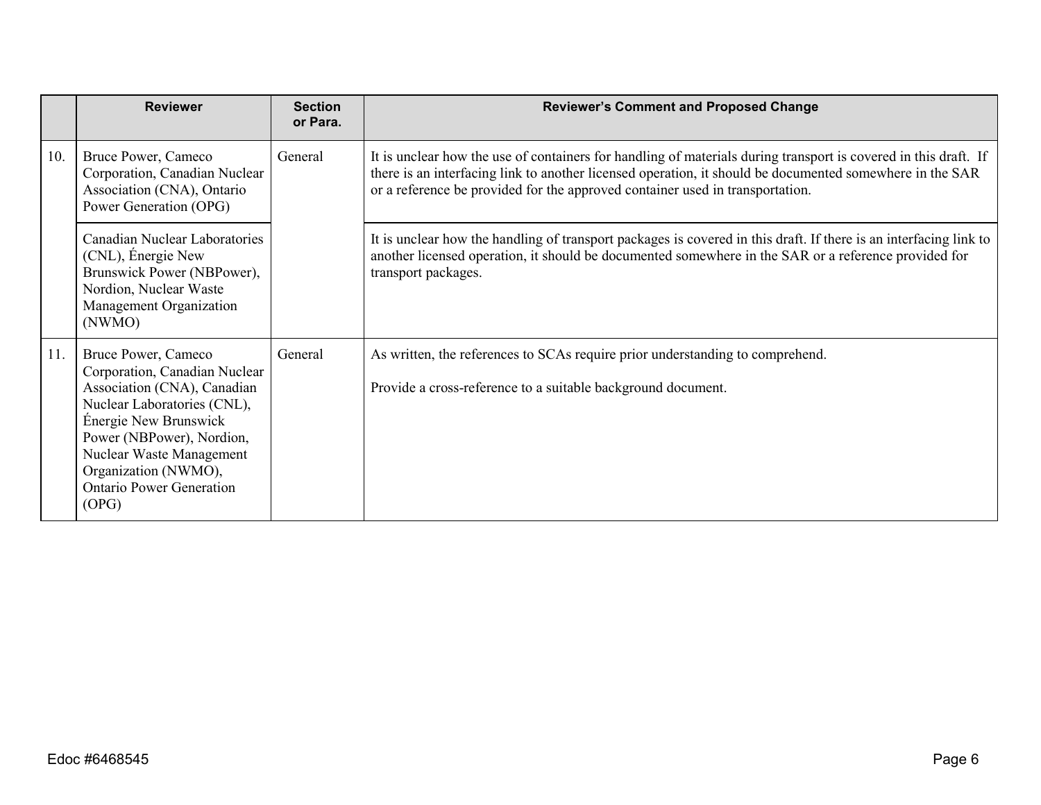|  | Reviewer | Section or Para. | Reviewer's Comment and Proposed Change |
|---|---|---|---|
| 10. | Bruce Power, Cameco Corporation, Canadian Nuclear Association (CNA), Ontario Power Generation (OPG) | General | It is unclear how the use of containers for handling of materials during transport is covered in this draft. If there is an interfacing link to another licensed operation, it should be documented somewhere in the SAR or a reference be provided for the approved container used in transportation. |
|  | Canadian Nuclear Laboratories (CNL), Énergie New Brunswick Power (NBPower), Nordion, Nuclear Waste Management Organization (NWMO) |  | It is unclear how the handling of transport packages is covered in this draft. If there is an interfacing link to another licensed operation, it should be documented somewhere in the SAR or a reference provided for transport packages. |
| 11. | Bruce Power, Cameco Corporation, Canadian Nuclear Association (CNA), Canadian Nuclear Laboratories (CNL), Énergie New Brunswick Power (NBPower), Nordion, Nuclear Waste Management Organization (NWMO), Ontario Power Generation (OPG) | General | As written, the references to SCAs require prior understanding to comprehend.<br><br>Provide a cross-reference to a suitable background document. |

Edoc #6468545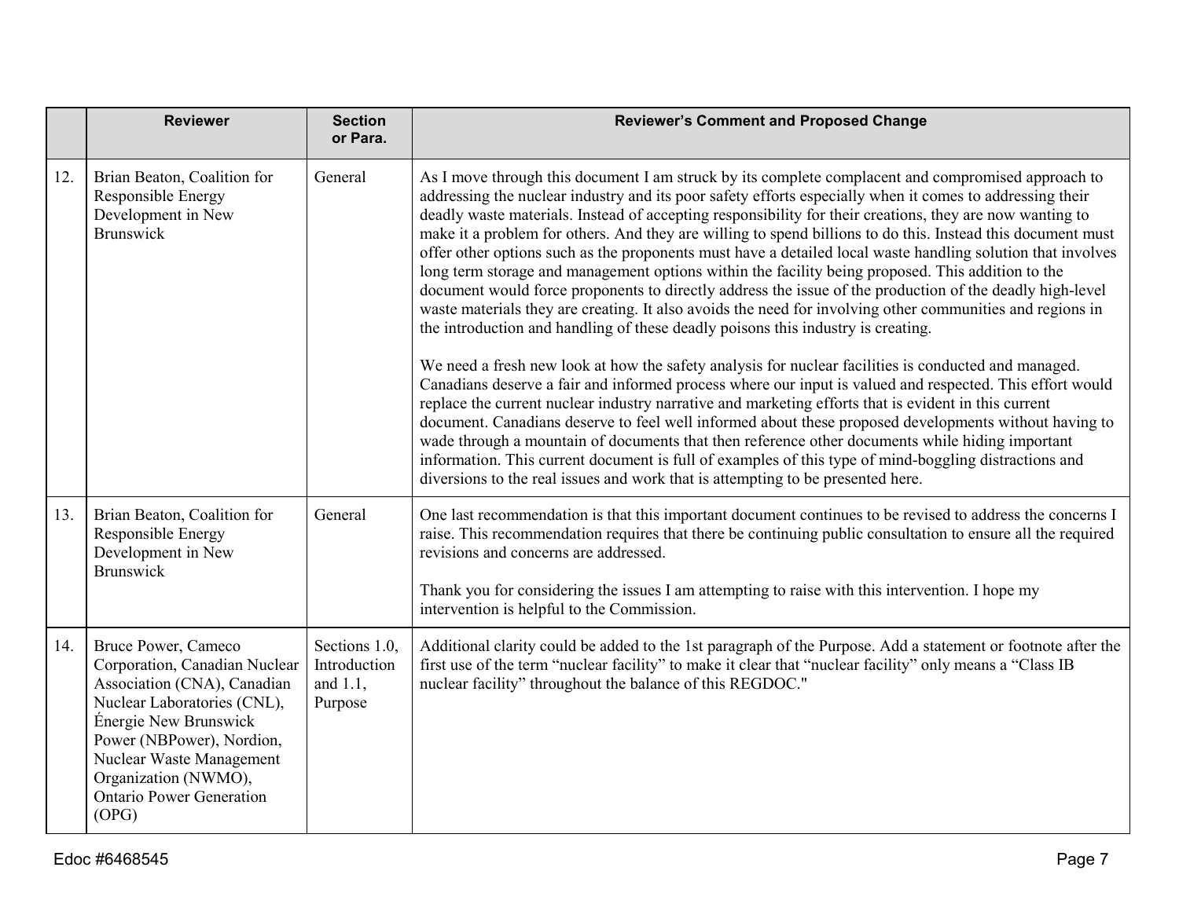| | Reviewer | Section or Para. | Reviewer's Comment and Proposed Change |
|---|---|---|---|
| 12. | Brian Beaton, Coalition for Responsible Energy Development in New Brunswick | General | As I move through this document I am struck by its complete complacent and compromised approach to addressing the nuclear industry and its poor safety efforts especially when it comes to addressing their deadly waste materials. Instead of accepting responsibility for their creations, they are now wanting to make it a problem for others. And they are willing to spend billions to do this. Instead this document must offer other options such as the proponents must have a detailed local waste handling solution that involves long term storage and management options within the facility being proposed. This addition to the document would force proponents to directly address the issue of the production of the deadly high-level waste materials they are creating. It also avoids the need for involving other communities and regions in the introduction and handling of these deadly poisons this industry is creating.<br><br>We need a fresh new look at how the safety analysis for nuclear facilities is conducted and managed. Canadians deserve a fair and informed process where our input is valued and respected. This effort would replace the current nuclear industry narrative and marketing efforts that is evident in this current document. Canadians deserve to feel well informed about these proposed developments without having to wade through a mountain of documents that then reference other documents while hiding important information. This current document is full of examples of this type of mind-boggling distractions and diversions to the real issues and work that is attempting to be presented here. |
| 13. | Brian Beaton, Coalition for Responsible Energy Development in New Brunswick | General | One last recommendation is that this important document continues to be revised to address the concerns I raise. This recommendation requires that there be continuing public consultation to ensure all the required revisions and concerns are addressed.<br><br>Thank you for considering the issues I am attempting to raise with this intervention. I hope my intervention is helpful to the Commission. |
| 14. | Bruce Power, Cameco Corporation, Canadian Nuclear Association (CNA), Canadian Nuclear Laboratories (CNL), Énergie New Brunswick Power (NBPower), Nordion, Nuclear Waste Management Organization (NWMO), Ontario Power Generation (OPG) | Sections 1.0, Introduction and 1.1, Purpose | Additional clarity could be added to the 1st paragraph of the Purpose. Add a statement or footnote after the first use of the term "nuclear facility" to make it clear that "nuclear facility" only means a "Class IB nuclear facility" throughout the balance of this REGDOC." |

Edoc #6468545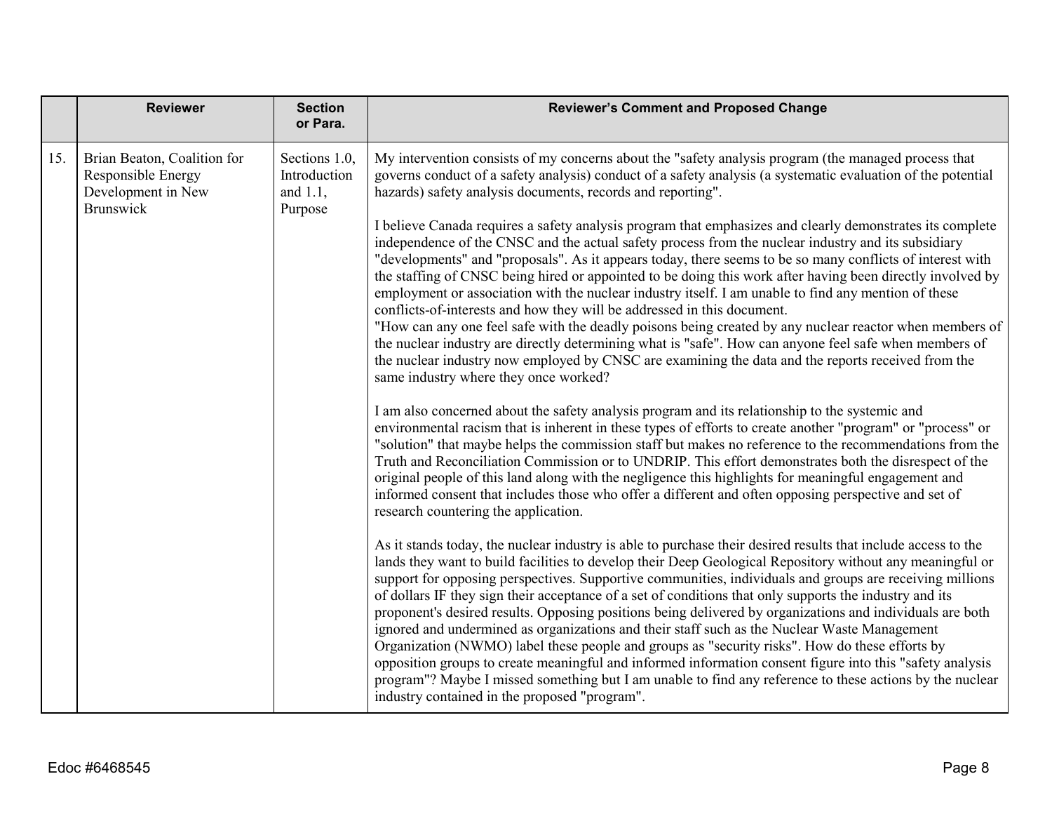| | Reviewer | Section or Para. | Reviewer's Comment and Proposed Change |
|---|---|---|---|
| 15. | Brian Beaton, Coalition for Responsible Energy Development in New Brunswick | Sections 1.0, Introduction and 1.1, Purpose | My intervention consists of my concerns about the "safety analysis program (the managed process that governs conduct of a safety analysis) conduct of a safety analysis (a systematic evaluation of the potential hazards) safety analysis documents, records and reporting".<br><br>I believe Canada requires a safety analysis program that emphasizes and clearly demonstrates its complete independence of the CNSC and the actual safety process from the nuclear industry and its subsidiary "developments" and "proposals". As it appears today, there seems to be so many conflicts of interest with the staffing of CNSC being hired or appointed to be doing this work after having been directly involved by employment or association with the nuclear industry itself. I am unable to find any mention of these conflicts-of-interests and how they will be addressed in this document.<br>"How can any one feel safe with the deadly poisons being created by any nuclear reactor when members of the nuclear industry are directly determining what is "safe". How can anyone feel safe when members of the nuclear industry now employed by CNSC are examining the data and the reports received from the same industry where they once worked?<br><br>I am also concerned about the safety analysis program and its relationship to the systemic and environmental racism that is inherent in these types of efforts to create another "program" or "process" or "solution" that maybe helps the commission staff but makes no reference to the recommendations from the Truth and Reconciliation Commission or to UNDRIP. This effort demonstrates both the disrespect of the original people of this land along with the negligence this highlights for meaningful engagement and informed consent that includes those who offer a different and often opposing perspective and set of research countering the application.<br><br>As it stands today, the nuclear industry is able to purchase their desired results that include access to the lands they want to build facilities to develop their Deep Geological Repository without any meaningful or support for opposing perspectives. Supportive communities, individuals and groups are receiving millions of dollars IF they sign their acceptance of a set of conditions that only supports the industry and its proponent's desired results. Opposing positions being delivered by organizations and individuals are both ignored and undermined as organizations and their staff such as the Nuclear Waste Management Organization (NWMO) label these people and groups as "security risks". How do these efforts by opposition groups to create meaningful and informed information consent figure into this "safety analysis program"? Maybe I missed something but I am unable to find any reference to these actions by the nuclear industry contained in the proposed "program". |

Edoc #6468545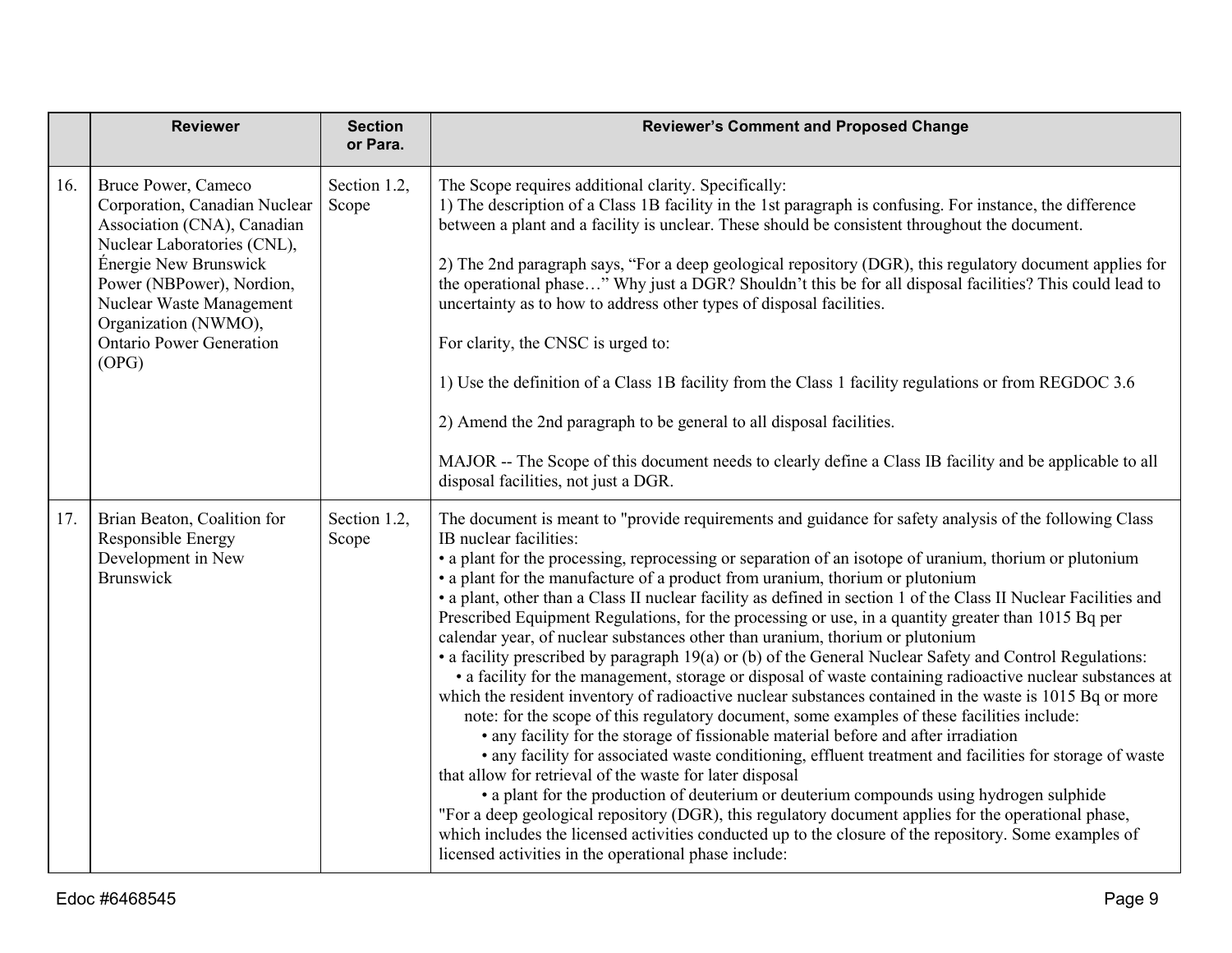| | Reviewer | Section or Para. | Reviewer's Comment and Proposed Change |
|---|---|---|---|
| 16. | Bruce Power, Cameco Corporation, Canadian Nuclear Association (CNA), Canadian Nuclear Laboratories (CNL), Énergie New Brunswick Power (NBPower), Nordion, Nuclear Waste Management Organization (NWMO), Ontario Power Generation (OPG) | Section 1.2, Scope | The Scope requires additional clarity. Specifically:<br>1) The description of a Class 1B facility in the 1st paragraph is confusing. For instance, the difference between a plant and a facility is unclear. These should be consistent throughout the document.<br><br>2) The 2nd paragraph says, "For a deep geological repository (DGR), this regulatory document applies for the operational phase…" Why just a DGR? Shouldn't this be for all disposal facilities? This could lead to uncertainty as to how to address other types of disposal facilities.<br><br>For clarity, the CNSC is urged to:<br><br>1) Use the definition of a Class 1B facility from the Class 1 facility regulations or from REGDOC 3.6<br><br>2) Amend the 2nd paragraph to be general to all disposal facilities.<br><br>MAJOR -- The Scope of this document needs to clearly define a Class IB facility and be applicable to all disposal facilities, not just a DGR. |
| 17. | Brian Beaton, Coalition for Responsible Energy Development in New Brunswick | Section 1.2, Scope | The document is meant to "provide requirements and guidance for safety analysis of the following Class IB nuclear facilities:<br>• a plant for the processing, reprocessing or separation of an isotope of uranium, thorium or plutonium<br>• a plant for the manufacture of a product from uranium, thorium or plutonium<br>• a plant, other than a Class II nuclear facility as defined in section 1 of the Class II Nuclear Facilities and Prescribed Equipment Regulations, for the processing or use, in a quantity greater than 1015 Bq per calendar year, of nuclear substances other than uranium, thorium or plutonium<br>• a facility prescribed by paragraph 19(a) or (b) of the General Nuclear Safety and Control Regulations:<br>• a facility for the management, storage or disposal of waste containing radioactive nuclear substances at which the resident inventory of radioactive nuclear substances contained in the waste is 1015 Bq or more<br>note: for the scope of this regulatory document, some examples of these facilities include:<br>• any facility for the storage of fissionable material before and after irradiation<br>• any facility for associated waste conditioning, effluent treatment and facilities for storage of waste that allow for retrieval of the waste for later disposal<br>• a plant for the production of deuterium or deuterium compounds using hydrogen sulphide<br>"For a deep geological repository (DGR), this regulatory document applies for the operational phase, which includes the licensed activities conducted up to the closure of the repository. Some examples of licensed activities in the operational phase include: |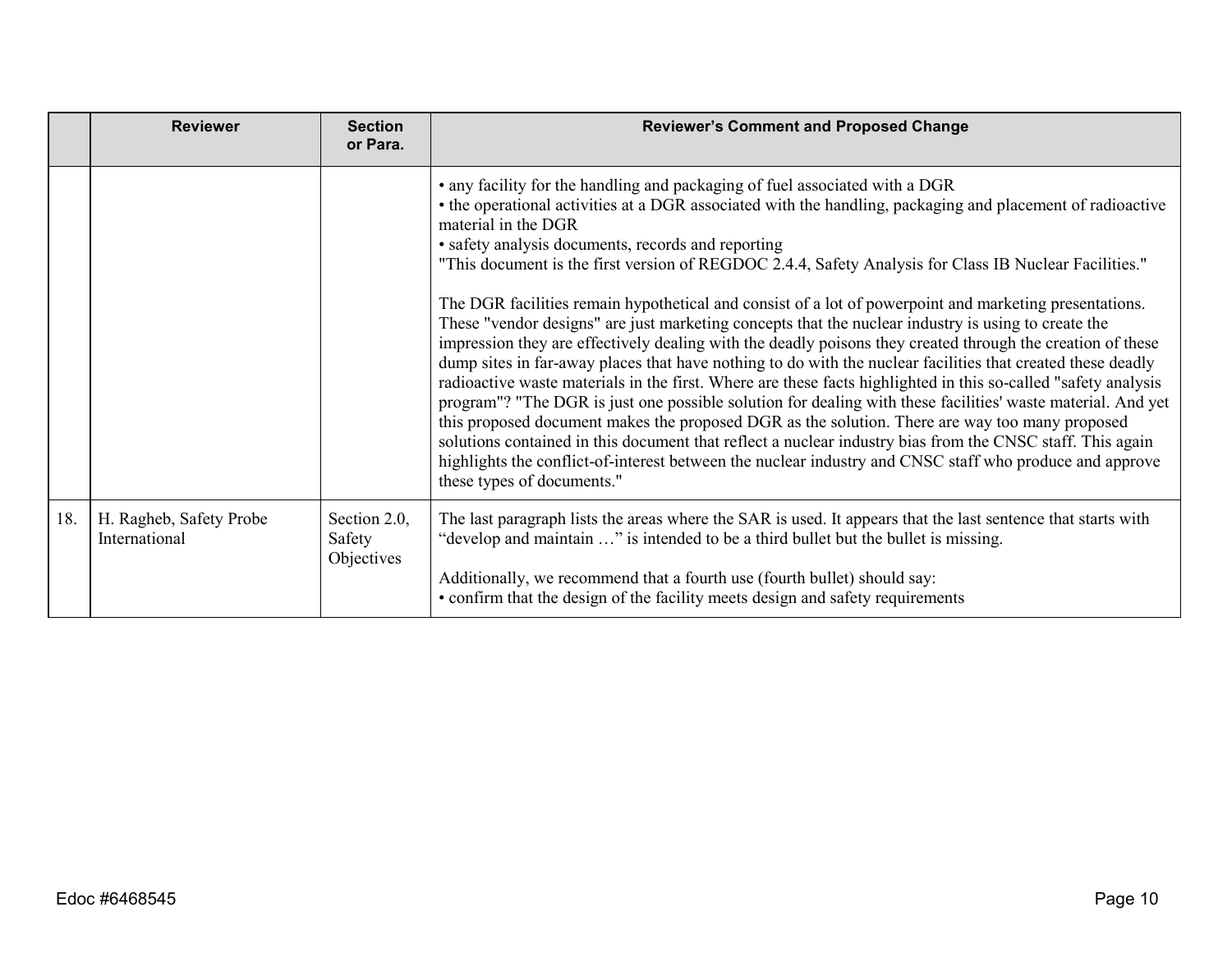| | Reviewer | Section or Para. | Reviewer's Comment and Proposed Change |
|---|---|---|---|
| | | | • any facility for the handling and packaging of fuel associated with a DGR<br>• the operational activities at a DGR associated with the handling, packaging and placement of radioactive material in the DGR<br>• safety analysis documents, records and reporting<br>"This document is the first version of REGDOC 2.4.4, Safety Analysis for Class IB Nuclear Facilities."<br><br>The DGR facilities remain hypothetical and consist of a lot of powerpoint and marketing presentations. These "vendor designs" are just marketing concepts that the nuclear industry is using to create the impression they are effectively dealing with the deadly poisons they created through the creation of these dump sites in far-away places that have nothing to do with the nuclear facilities that created these deadly radioactive waste materials in the first. Where are these facts highlighted in this so-called "safety analysis program"? "The DGR is just one possible solution for dealing with these facilities' waste material. And yet this proposed document makes the proposed DGR as the solution. There are way too many proposed solutions contained in this document that reflect a nuclear industry bias from the CNSC staff. This again highlights the conflict-of-interest between the nuclear industry and CNSC staff who produce and approve these types of documents." |
| 18. | H. Ragheb, Safety Probe International | Section 2.0, Safety Objectives | The last paragraph lists the areas where the SAR is used. It appears that the last sentence that starts with "develop and maintain …" is intended to be a third bullet but the bullet is missing.<br><br>Additionally, we recommend that a fourth use (fourth bullet) should say:<br>• confirm that the design of the facility meets design and safety requirements |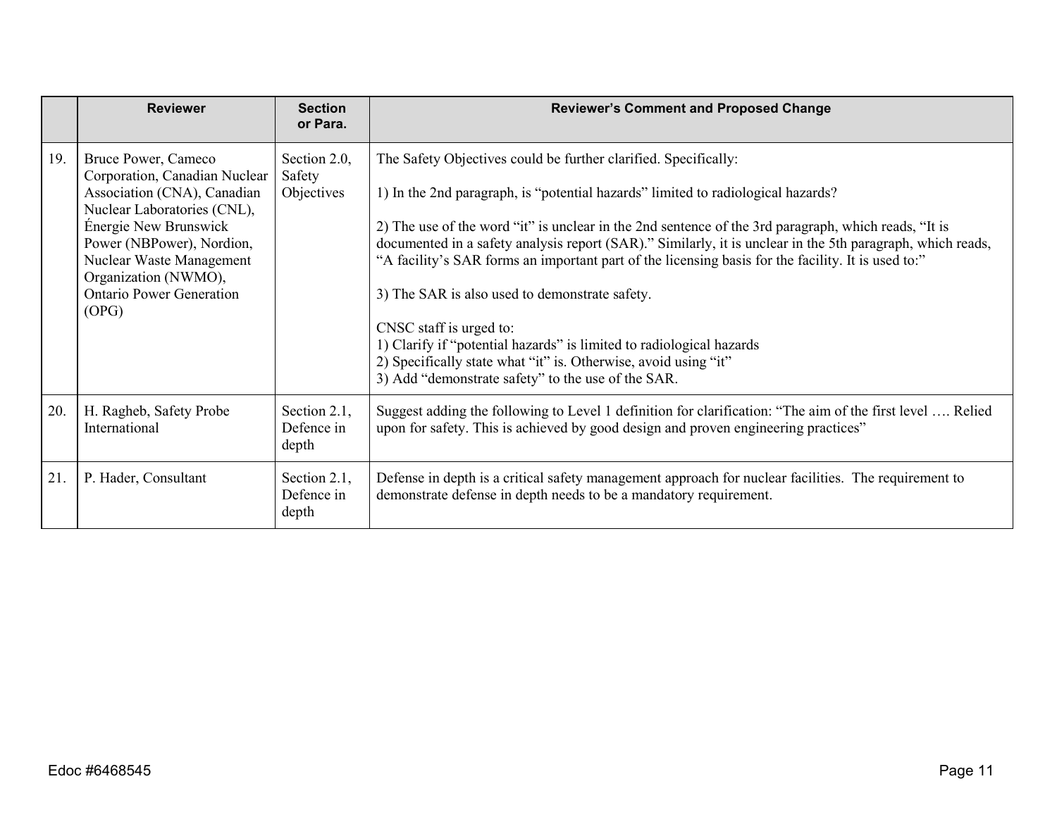| | Reviewer | Section or Para. | Reviewer's Comment and Proposed Change |
|---|---|---|---|
| 19. | Bruce Power, Cameco Corporation, Canadian Nuclear Association (CNA), Canadian Nuclear Laboratories (CNL), Énergie New Brunswick Power (NBPower), Nordion, Nuclear Waste Management Organization (NWMO), Ontario Power Generation (OPG) | Section 2.0, Safety Objectives | The Safety Objectives could be further clarified. Specifically:<br><br>1) In the 2nd paragraph, is "potential hazards" limited to radiological hazards?<br><br>2) The use of the word "it" is unclear in the 2nd sentence of the 3rd paragraph, which reads, "It is documented in a safety analysis report (SAR)." Similarly, it is unclear in the 5th paragraph, which reads, "A facility's SAR forms an important part of the licensing basis for the facility. It is used to:"<br><br>3) The SAR is also used to demonstrate safety.<br><br>CNSC staff is urged to:<br>1) Clarify if "potential hazards" is limited to radiological hazards<br>2) Specifically state what "it" is. Otherwise, avoid using "it"<br>3) Add "demonstrate safety" to the use of the SAR. |
| 20. | H. Ragheb, Safety Probe International | Section 2.1, Defence in depth | Suggest adding the following to Level 1 definition for clarification: "The aim of the first level …. Relied upon for safety. This is achieved by good design and proven engineering practices" |
| 21. | P. Hader, Consultant | Section 2.1, Defence in depth | Defense in depth is a critical safety management approach for nuclear facilities. The requirement to demonstrate defense in depth needs to be a mandatory requirement. |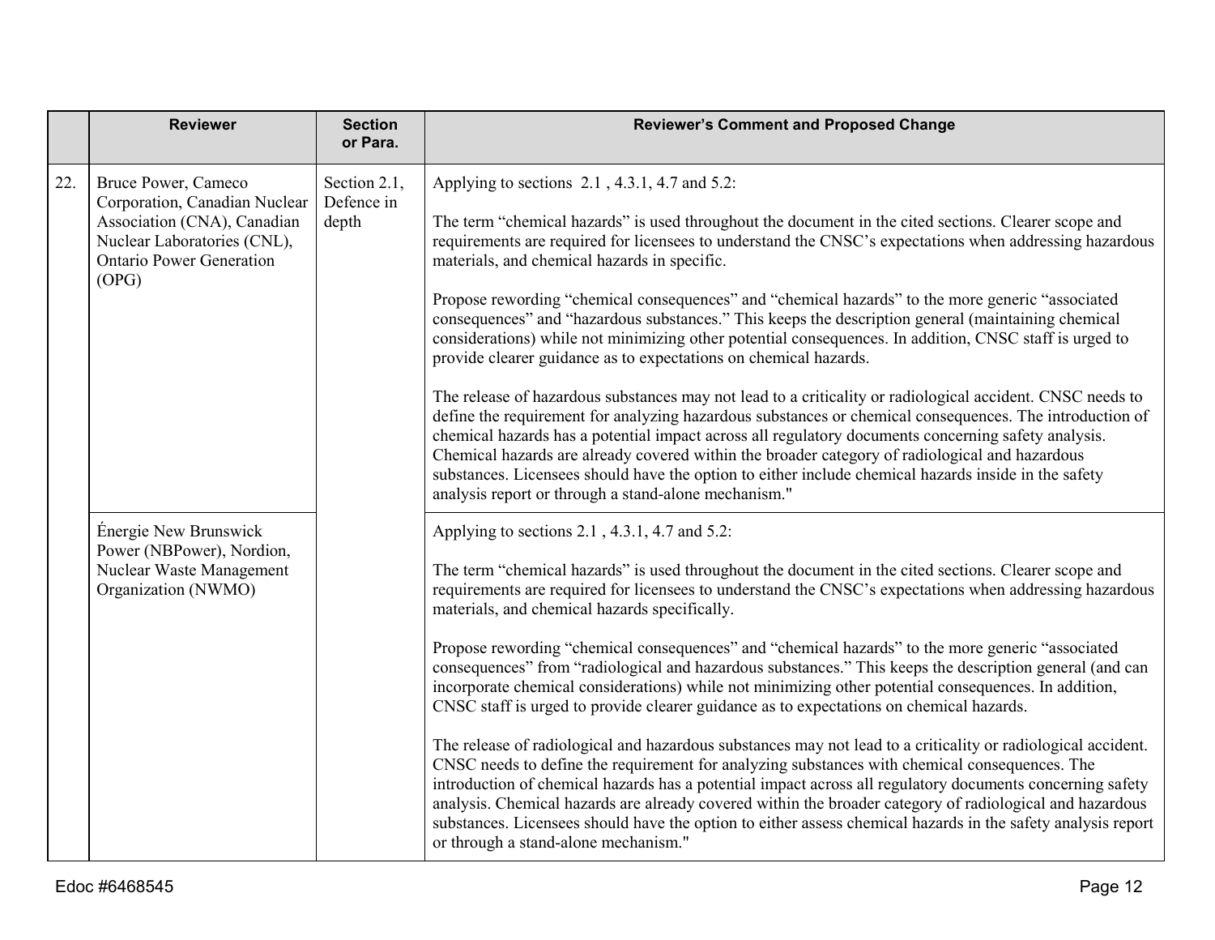| | Reviewer | Section or Para. | Reviewer's Comment and Proposed Change |
|---|---|---|---|
| 22. | Bruce Power, Cameco Corporation, Canadian Nuclear Association (CNA), Canadian Nuclear Laboratories (CNL), Ontario Power Generation (OPG) | Section 2.1, Defence in depth | Applying to sections 2.1 , 4.3.1, 4.7 and 5.2:<br><br>The term "chemical hazards" is used throughout the document in the cited sections. Clearer scope and requirements are required for licensees to understand the CNSC's expectations when addressing hazardous materials, and chemical hazards in specific.<br><br>Propose rewording "chemical consequences" and "chemical hazards" to the more generic "associated consequences" and "hazardous substances." This keeps the description general (maintaining chemical considerations) while not minimizing other potential consequences. In addition, CNSC staff is urged to provide clearer guidance as to expectations on chemical hazards.<br><br>The release of hazardous substances may not lead to a criticality or radiological accident. CNSC needs to define the requirement for analyzing hazardous substances or chemical consequences. The introduction of chemical hazards has a potential impact across all regulatory documents concerning safety analysis. Chemical hazards are already covered within the broader category of radiological and hazardous substances. Licensees should have the option to either include chemical hazards inside in the safety analysis report or through a stand-alone mechanism." |
| | Énergie New Brunswick Power (NBPower), Nordion, Nuclear Waste Management Organization (NWMO) | | Applying to sections 2.1 , 4.3.1, 4.7 and 5.2:<br><br>The term "chemical hazards" is used throughout the document in the cited sections. Clearer scope and requirements are required for licensees to understand the CNSC's expectations when addressing hazardous materials, and chemical hazards specifically.<br><br>Propose rewording "chemical consequences" and "chemical hazards" to the more generic "associated consequences" from "radiological and hazardous substances." This keeps the description general (and can incorporate chemical considerations) while not minimizing other potential consequences. In addition, CNSC staff is urged to provide clearer guidance as to expectations on chemical hazards.<br><br>The release of radiological and hazardous substances may not lead to a criticality or radiological accident. CNSC needs to define the requirement for analyzing substances with chemical consequences. The introduction of chemical hazards has a potential impact across all regulatory documents concerning safety analysis. Chemical hazards are already covered within the broader category of radiological and hazardous substances. Licensees should have the option to either assess chemical hazards in the safety analysis report or through a stand-alone mechanism." |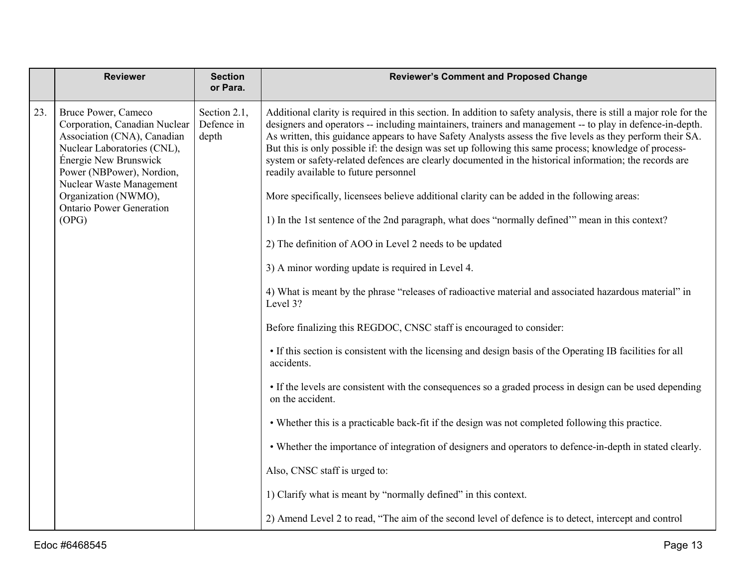| | Reviewer | Section or Para. | Reviewer's Comment and Proposed Change |
|---|---|---|---|
| 23. | Bruce Power, Cameco Corporation, Canadian Nuclear Association (CNA), Canadian Nuclear Laboratories (CNL), Énergie New Brunswick Power (NBPower), Nordion, Nuclear Waste Management Organization (NWMO), Ontario Power Generation (OPG) | Section 2.1, Defence in depth | Additional clarity is required in this section. In addition to safety analysis, there is still a major role for the designers and operators -- including maintainers, trainers and management -- to play in defence-in-depth. As written, this guidance appears to have Safety Analysts assess the five levels as they perform their SA. But this is only possible if: the design was set up following this same process; knowledge of process-system or safety-related defences are clearly documented in the historical information; the records are readily available to future personnel<br><br>More specifically, licensees believe additional clarity can be added in the following areas:<br><br>1) In the 1st sentence of the 2nd paragraph, what does "normally defined'" mean in this context?<br><br>2) The definition of AOO in Level 2 needs to be updated<br><br>3) A minor wording update is required in Level 4.<br><br>4) What is meant by the phrase "releases of radioactive material and associated hazardous material" in Level 3?<br><br>Before finalizing this REGDOC, CNSC staff is encouraged to consider:<br><br>• If this section is consistent with the licensing and design basis of the Operating IB facilities for all accidents.<br><br>• If the levels are consistent with the consequences so a graded process in design can be used depending on the accident.<br><br>• Whether this is a practicable back-fit if the design was not completed following this practice.<br><br>• Whether the importance of integration of designers and operators to defence-in-depth in stated clearly.<br><br>Also, CNSC staff is urged to:<br><br>1) Clarify what is meant by "normally defined" in this context.<br><br>2) Amend Level 2 to read, "The aim of the second level of defence is to detect, intercept and control |

Edoc #6468545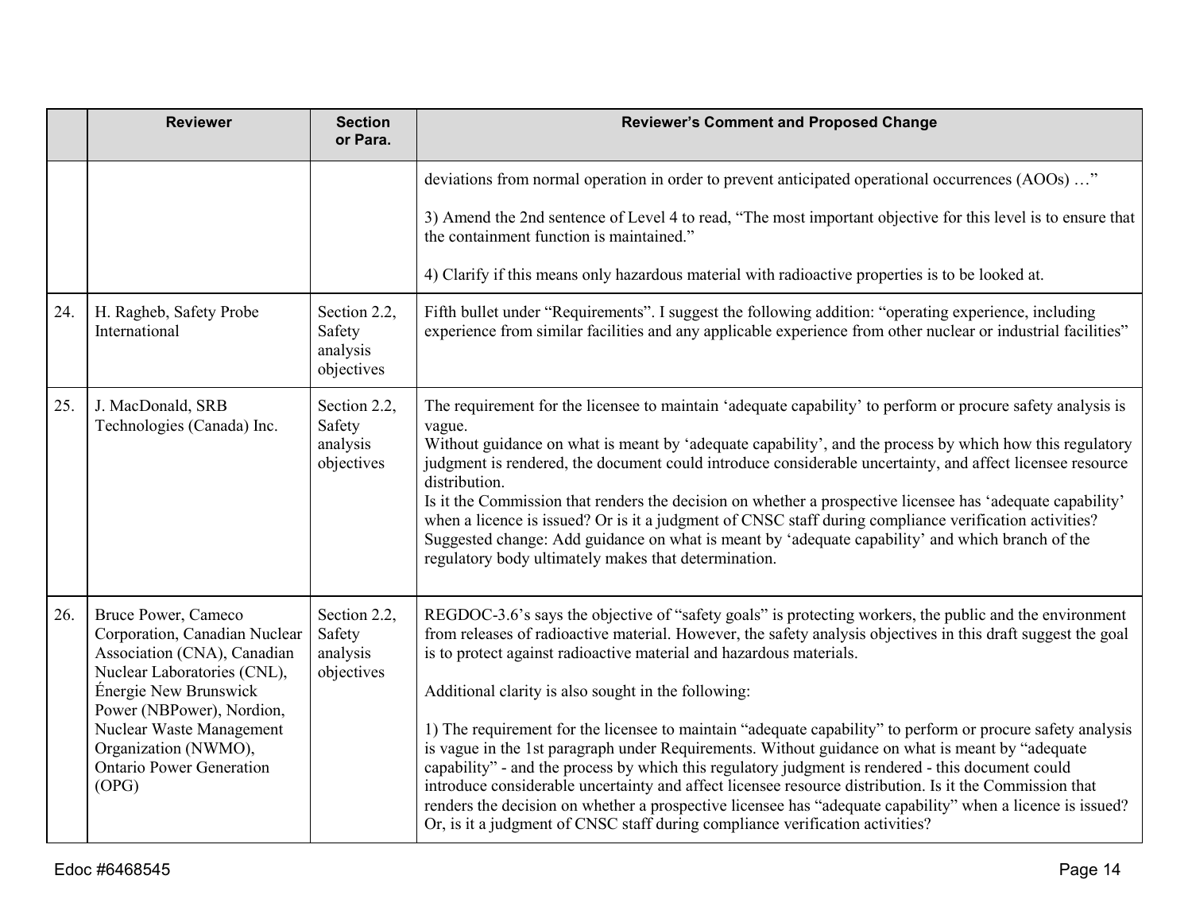| | Reviewer | Section or Para. | Reviewer's Comment and Proposed Change |
|---|---|---|---|
| | | | deviations from normal operation in order to prevent anticipated operational occurrences (AOOs) …"<br><br>3) Amend the 2nd sentence of Level 4 to read, "The most important objective for this level is to ensure that the containment function is maintained."<br><br>4) Clarify if this means only hazardous material with radioactive properties is to be looked at. |
| 24. | H. Ragheb, Safety Probe International | Section 2.2, Safety analysis objectives | Fifth bullet under "Requirements". I suggest the following addition: "operating experience, including experience from similar facilities and any applicable experience from other nuclear or industrial facilities" |
| 25. | J. MacDonald, SRB Technologies (Canada) Inc. | Section 2.2, Safety analysis objectives | The requirement for the licensee to maintain 'adequate capability' to perform or procure safety analysis is vague.<br>Without guidance on what is meant by 'adequate capability', and the process by which how this regulatory judgment is rendered, the document could introduce considerable uncertainty, and affect licensee resource distribution.<br>Is it the Commission that renders the decision on whether a prospective licensee has 'adequate capability' when a licence is issued? Or is it a judgment of CNSC staff during compliance verification activities?<br>Suggested change: Add guidance on what is meant by 'adequate capability' and which branch of the regulatory body ultimately makes that determination. |
| 26. | Bruce Power, Cameco Corporation, Canadian Nuclear Association (CNA), Canadian Nuclear Laboratories (CNL), Énergie New Brunswick Power (NBPower), Nordion, Nuclear Waste Management Organization (NWMO), Ontario Power Generation (OPG) | Section 2.2, Safety analysis objectives | REGDOC-3.6's says the objective of "safety goals" is protecting workers, the public and the environment from releases of radioactive material. However, the safety analysis objectives in this draft suggest the goal is to protect against radioactive material and hazardous materials.<br><br>Additional clarity is also sought in the following:<br><br>1) The requirement for the licensee to maintain "adequate capability" to perform or procure safety analysis is vague in the 1st paragraph under Requirements. Without guidance on what is meant by "adequate capability" - and the process by which this regulatory judgment is rendered - this document could introduce considerable uncertainty and affect licensee resource distribution. Is it the Commission that renders the decision on whether a prospective licensee has "adequate capability" when a licence is issued? Or, is it a judgment of CNSC staff during compliance verification activities? |

Edoc #6468545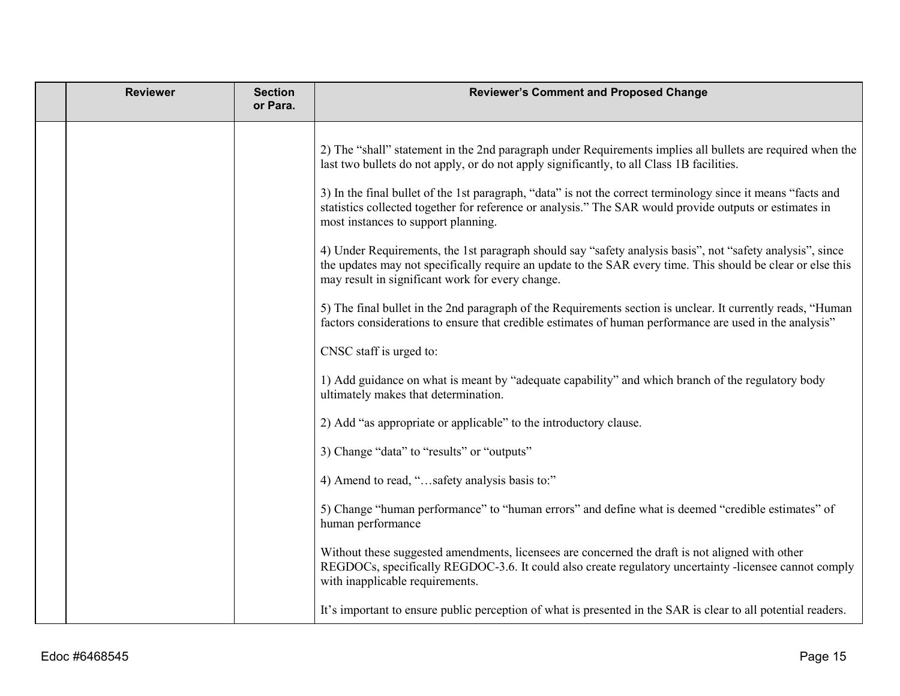| | Reviewer | Section or Para. | Reviewer's Comment and Proposed Change |
|---|---|---|---|
| | | | 2) The "shall" statement in the 2nd paragraph under Requirements implies all bullets are required when the last two bullets do not apply, or do not apply significantly, to all Class 1B facilities.<br><br>3) In the final bullet of the 1st paragraph, "data" is not the correct terminology since it means "facts and statistics collected together for reference or analysis." The SAR would provide outputs or estimates in most instances to support planning.<br><br>4) Under Requirements, the 1st paragraph should say "safety analysis basis", not "safety analysis", since the updates may not specifically require an update to the SAR every time. This should be clear or else this may result in significant work for every change.<br><br>5) The final bullet in the 2nd paragraph of the Requirements section is unclear. It currently reads, "Human factors considerations to ensure that credible estimates of human performance are used in the analysis"<br><br>CNSC staff is urged to:<br><br>1) Add guidance on what is meant by "adequate capability" and which branch of the regulatory body ultimately makes that determination.<br><br>2) Add "as appropriate or applicable" to the introductory clause.<br><br>3) Change "data" to "results" or "outputs"<br><br>4) Amend to read, "…safety analysis basis to:"<br><br>5) Change "human performance" to "human errors" and define what is deemed "credible estimates" of human performance<br><br>Without these suggested amendments, licensees are concerned the draft is not aligned with other REGDOCs, specifically REGDOC-3.6. It could also create regulatory uncertainty -licensee cannot comply with inapplicable requirements.<br><br>It's important to ensure public perception of what is presented in the SAR is clear to all potential readers. |

Edoc #6468545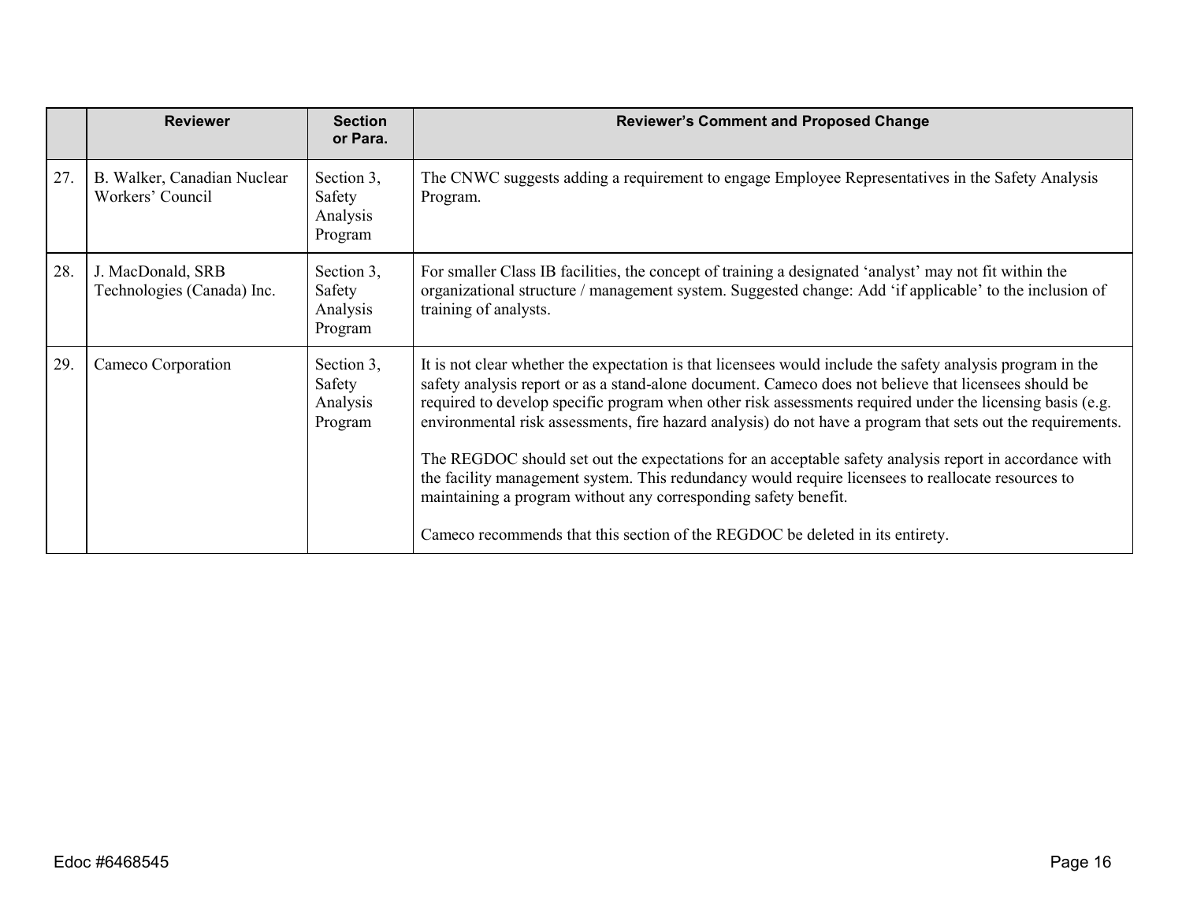| | Reviewer | Section or Para. | Reviewer's Comment and Proposed Change |
|---|---|---|---|
| 27. | B. Walker, Canadian Nuclear Workers' Council | Section 3, Safety Analysis Program | The CNWC suggests adding a requirement to engage Employee Representatives in the Safety Analysis Program. |
| 28. | J. MacDonald, SRB Technologies (Canada) Inc. | Section 3, Safety Analysis Program | For smaller Class IB facilities, the concept of training a designated 'analyst' may not fit within the organizational structure / management system. Suggested change: Add 'if applicable' to the inclusion of training of analysts. |
| 29. | Cameco Corporation | Section 3, Safety Analysis Program | It is not clear whether the expectation is that licensees would include the safety analysis program in the safety analysis report or as a stand-alone document. Cameco does not believe that licensees should be required to develop specific program when other risk assessments required under the licensing basis (e.g. environmental risk assessments, fire hazard analysis) do not have a program that sets out the requirements.<br><br>The REGDOC should set out the expectations for an acceptable safety analysis report in accordance with the facility management system. This redundancy would require licensees to reallocate resources to maintaining a program without any corresponding safety benefit.<br><br>Cameco recommends that this section of the REGDOC be deleted in its entirety. |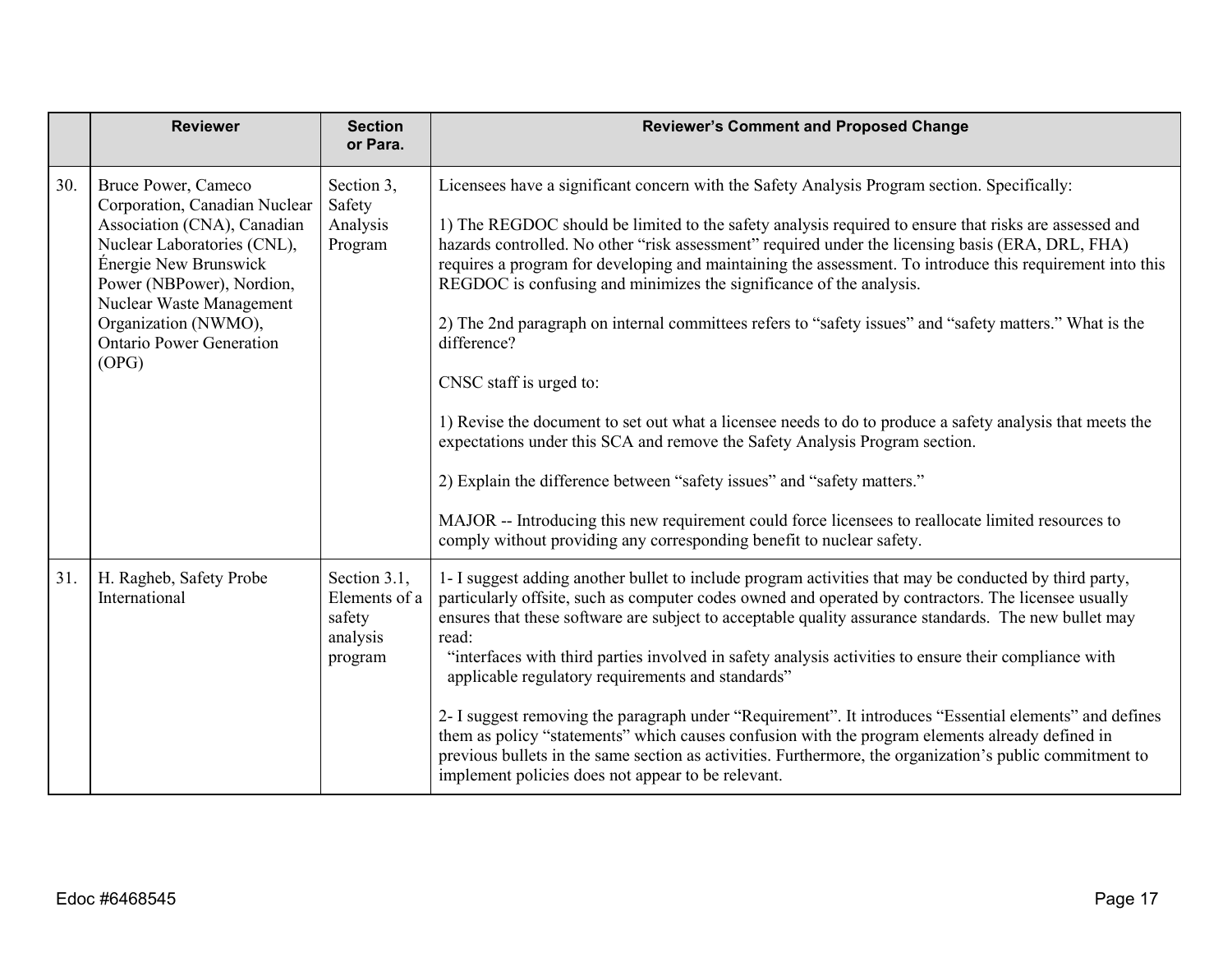| | Reviewer | Section or Para. | Reviewer's Comment and Proposed Change |
|---|---|---|---|
| 30. | Bruce Power, Cameco Corporation, Canadian Nuclear Association (CNA), Canadian Nuclear Laboratories (CNL), Énergie New Brunswick Power (NBPower), Nordion, Nuclear Waste Management Organization (NWMO), Ontario Power Generation (OPG) | Section 3, Safety Analysis Program | Licensees have a significant concern with the Safety Analysis Program section. Specifically:<br><br>1) The REGDOC should be limited to the safety analysis required to ensure that risks are assessed and hazards controlled. No other "risk assessment" required under the licensing basis (ERA, DRL, FHA) requires a program for developing and maintaining the assessment. To introduce this requirement into this REGDOC is confusing and minimizes the significance of the analysis.<br><br>2) The 2nd paragraph on internal committees refers to "safety issues" and "safety matters." What is the difference?<br><br>CNSC staff is urged to:<br><br>1) Revise the document to set out what a licensee needs to do to produce a safety analysis that meets the expectations under this SCA and remove the Safety Analysis Program section.<br><br>2) Explain the difference between "safety issues" and "safety matters."<br><br>MAJOR -- Introducing this new requirement could force licensees to reallocate limited resources to comply without providing any corresponding benefit to nuclear safety. |
| 31. | H. Ragheb, Safety Probe International | Section 3.1, Elements of a safety analysis program | 1- I suggest adding another bullet to include program activities that may be conducted by third party, particularly offsite, such as computer codes owned and operated by contractors. The licensee usually ensures that these software are subject to acceptable quality assurance standards. The new bullet may read:<br>"interfaces with third parties involved in safety analysis activities to ensure their compliance with applicable regulatory requirements and standards"<br><br>2- I suggest removing the paragraph under "Requirement". It introduces "Essential elements" and defines them as policy "statements" which causes confusion with the program elements already defined in previous bullets in the same section as activities. Furthermore, the organization's public commitment to implement policies does not appear to be relevant. |

Edoc #6468545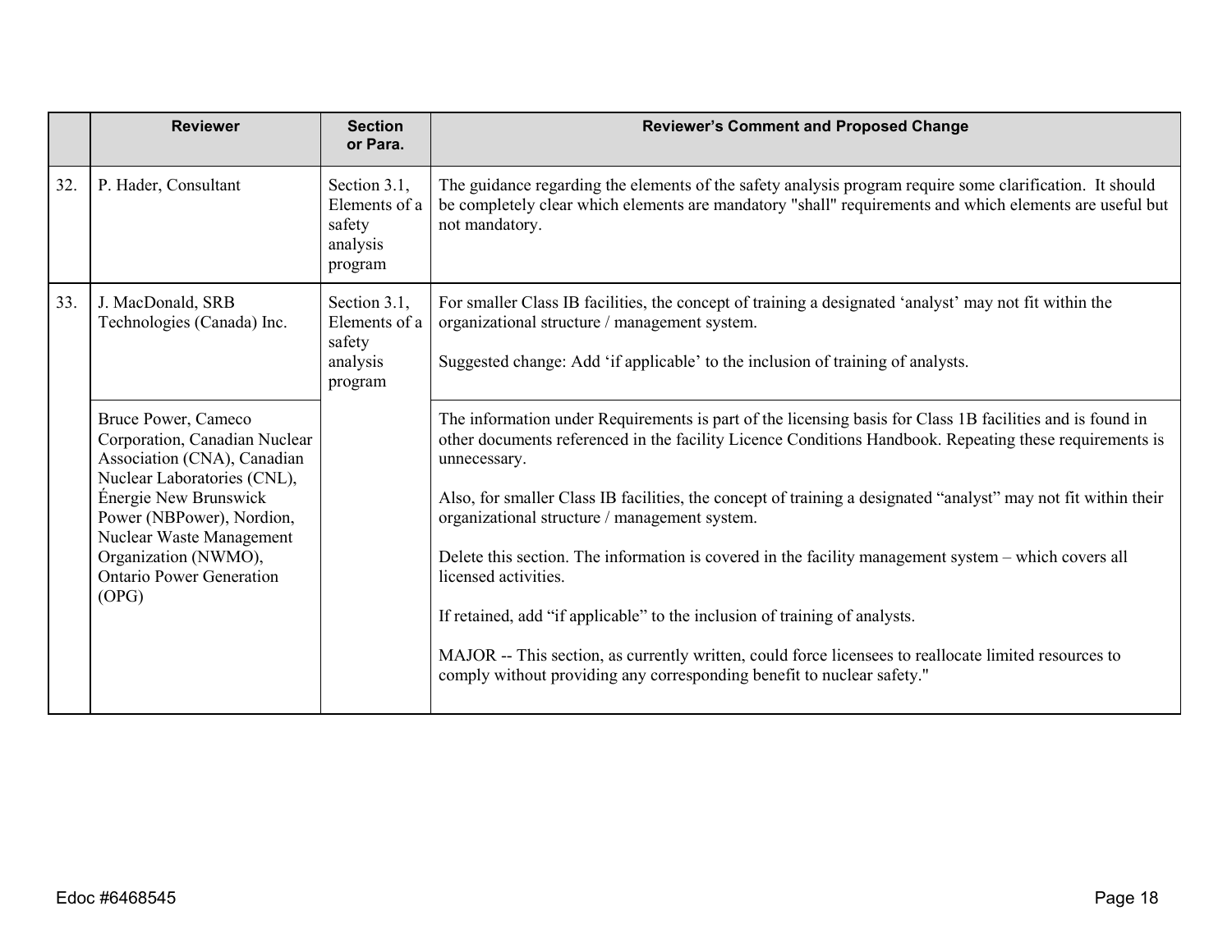| | Reviewer | Section or Para. | Reviewer's Comment and Proposed Change |
|---|---|---|---|
| 32. | P. Hader, Consultant | Section 3.1, Elements of a safety analysis program | The guidance regarding the elements of the safety analysis program require some clarification. It should be completely clear which elements are mandatory "shall" requirements and which elements are useful but not mandatory. |
| 33. | J. MacDonald, SRB Technologies (Canada) Inc. | Section 3.1, Elements of a safety analysis program | For smaller Class IB facilities, the concept of training a designated 'analyst' may not fit within the organizational structure / management system.<br><br>Suggested change: Add 'if applicable' to the inclusion of training of analysts. |
| | Bruce Power, Cameco Corporation, Canadian Nuclear Association (CNA), Canadian Nuclear Laboratories (CNL), Énergie New Brunswick Power (NBPower), Nordion, Nuclear Waste Management Organization (NWMO), Ontario Power Generation (OPG) | | The information under Requirements is part of the licensing basis for Class 1B facilities and is found in other documents referenced in the facility Licence Conditions Handbook. Repeating these requirements is unnecessary.<br><br>Also, for smaller Class IB facilities, the concept of training a designated "analyst" may not fit within their organizational structure / management system.<br><br>Delete this section. The information is covered in the facility management system – which covers all licensed activities.<br><br>If retained, add "if applicable" to the inclusion of training of analysts.<br><br>MAJOR -- This section, as currently written, could force licensees to reallocate limited resources to comply without providing any corresponding benefit to nuclear safety." |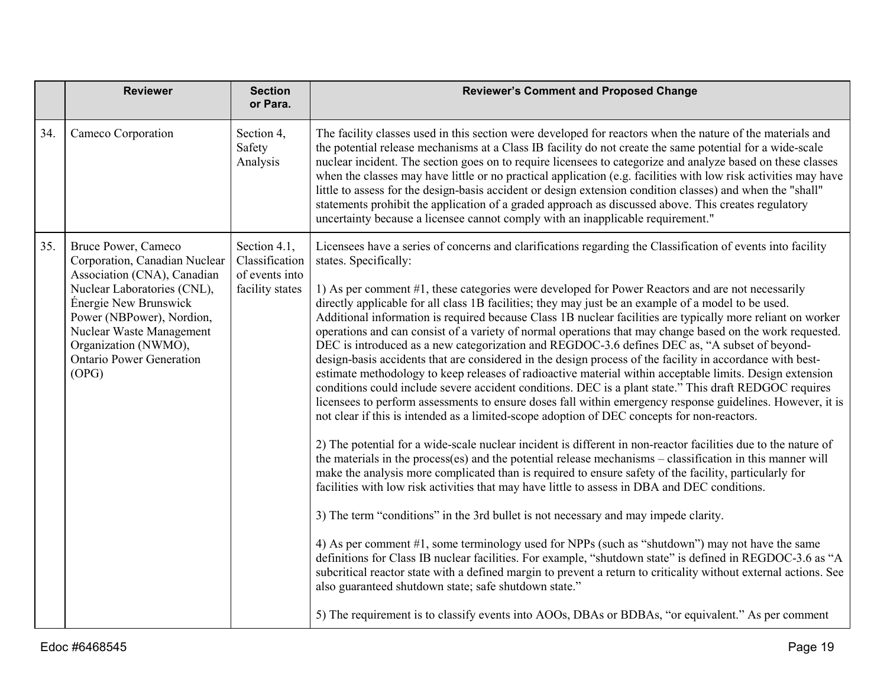| | Reviewer | Section or Para. | Reviewer's Comment and Proposed Change |
|---|---|---|---|
| 34. | Cameco Corporation | Section 4, Safety Analysis | The facility classes used in this section were developed for reactors when the nature of the materials and the potential release mechanisms at a Class IB facility do not create the same potential for a wide-scale nuclear incident. The section goes on to require licensees to categorize and analyze based on these classes when the classes may have little or no practical application (e.g. facilities with low risk activities may have little to assess for the design-basis accident or design extension condition classes) and when the "shall" statements prohibit the application of a graded approach as discussed above. This creates regulatory uncertainty because a licensee cannot comply with an inapplicable requirement." |
| 35. | Bruce Power, Cameco Corporation, Canadian Nuclear Association (CNA), Canadian Nuclear Laboratories (CNL), Énergie New Brunswick Power (NBPower), Nordion, Nuclear Waste Management Organization (NWMO), Ontario Power Generation (OPG) | Section 4.1, Classification of events into facility states | Licensees have a series of concerns and clarifications regarding the Classification of events into facility states. Specifically:<br><br>1) As per comment #1, these categories were developed for Power Reactors and are not necessarily directly applicable for all class 1B facilities; they may just be an example of a model to be used. Additional information is required because Class 1B nuclear facilities are typically more reliant on worker operations and can consist of a variety of normal operations that may change based on the work requested. DEC is introduced as a new categorization and REGDOC-3.6 defines DEC as, "A subset of beyond-design-basis accidents that are considered in the design process of the facility in accordance with best-estimate methodology to keep releases of radioactive material within acceptable limits. Design extension conditions could include severe accident conditions. DEC is a plant state." This draft REDGOC requires licensees to perform assessments to ensure doses fall within emergency response guidelines. However, it is not clear if this is intended as a limited-scope adoption of DEC concepts for non-reactors.<br><br>2) The potential for a wide-scale nuclear incident is different in non-reactor facilities due to the nature of the materials in the process(es) and the potential release mechanisms – classification in this manner will make the analysis more complicated than is required to ensure safety of the facility, particularly for facilities with low risk activities that may have little to assess in DBA and DEC conditions.<br><br>3) The term "conditions" in the 3rd bullet is not necessary and may impede clarity.<br><br>4) As per comment #1, some terminology used for NPPs (such as "shutdown") may not have the same definitions for Class IB nuclear facilities. For example, "shutdown state" is defined in REGDOC-3.6 as "A subcritical reactor state with a defined margin to prevent a return to criticality without external actions. See also guaranteed shutdown state; safe shutdown state."<br><br>5) The requirement is to classify events into AOOs, DBAs or BDBAs, "or equivalent." As per comment |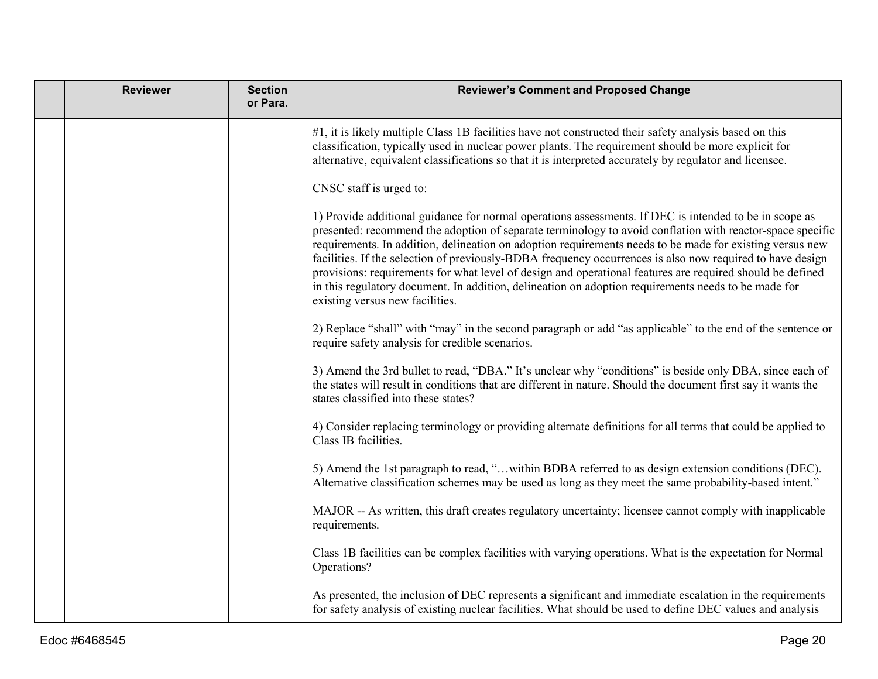| | Reviewer | Section or Para. | Reviewer's Comment and Proposed Change |
|---|---|---|---|
| | | | #1, it is likely multiple Class 1B facilities have not constructed their safety analysis based on this classification, typically used in nuclear power plants. The requirement should be more explicit for alternative, equivalent classifications so that it is interpreted accurately by regulator and licensee.<br><br>CNSC staff is urged to:<br><br>1) Provide additional guidance for normal operations assessments. If DEC is intended to be in scope as presented: recommend the adoption of separate terminology to avoid conflation with reactor-space specific requirements. In addition, delineation on adoption requirements needs to be made for existing versus new facilities. If the selection of previously-BDBA frequency occurrences is also now required to have design provisions: requirements for what level of design and operational features are required should be defined in this regulatory document. In addition, delineation on adoption requirements needs to be made for existing versus new facilities.<br><br>2) Replace "shall" with "may" in the second paragraph or add "as applicable" to the end of the sentence or require safety analysis for credible scenarios.<br><br>3) Amend the 3rd bullet to read, "DBA." It's unclear why "conditions" is beside only DBA, since each of the states will result in conditions that are different in nature. Should the document first say it wants the states classified into these states?<br><br>4) Consider replacing terminology or providing alternate definitions for all terms that could be applied to Class IB facilities.<br><br>5) Amend the 1st paragraph to read, "…within BDBA referred to as design extension conditions (DEC). Alternative classification schemes may be used as long as they meet the same probability-based intent."<br><br>MAJOR -- As written, this draft creates regulatory uncertainty; licensee cannot comply with inapplicable requirements.<br><br>Class 1B facilities can be complex facilities with varying operations. What is the expectation for Normal Operations?<br><br>As presented, the inclusion of DEC represents a significant and immediate escalation in the requirements for safety analysis of existing nuclear facilities. What should be used to define DEC values and analysis |

Edoc #6468545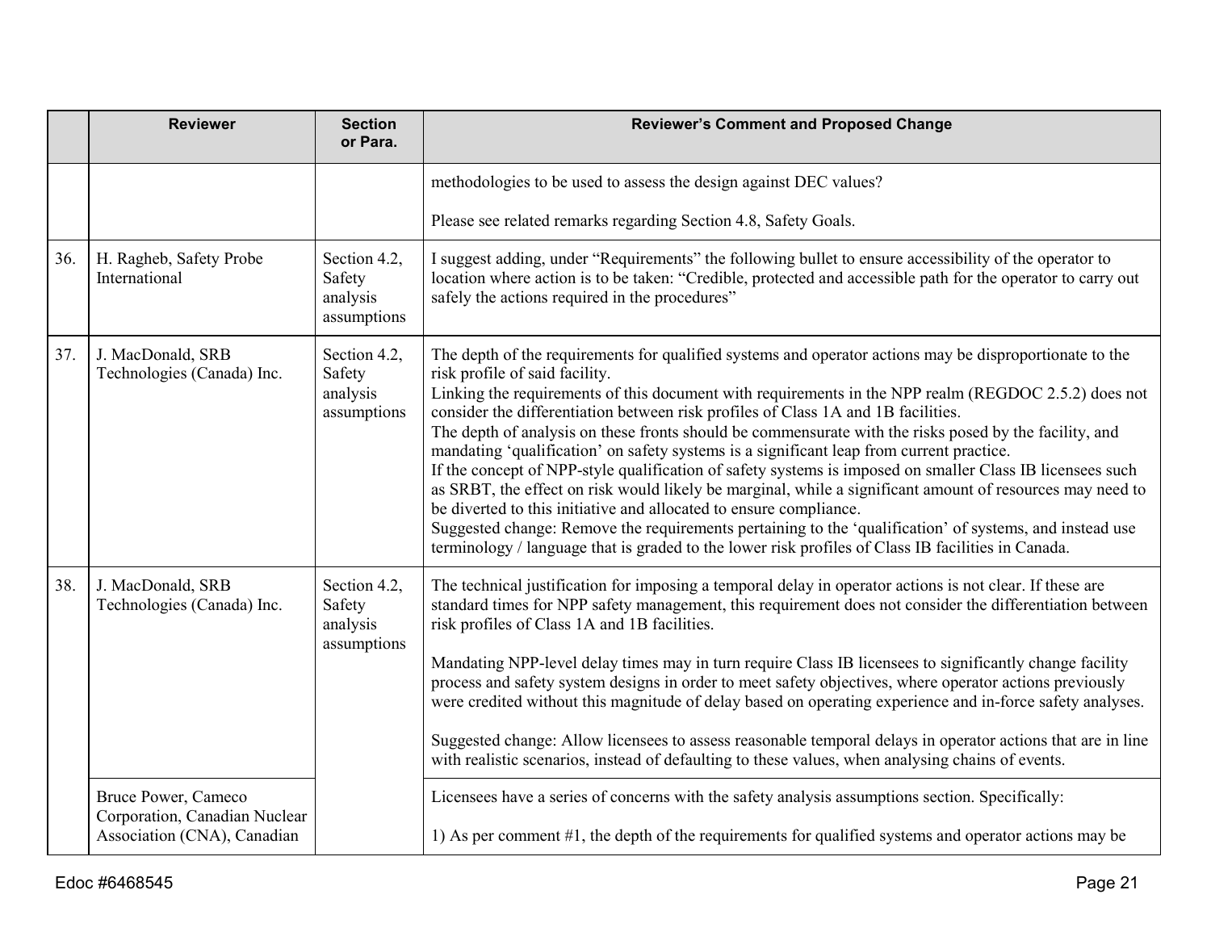| | Reviewer | Section or Para. | Reviewer's Comment and Proposed Change |
|---|---|---|---|
| | | | methodologies to be used to assess the design against DEC values?<br><br>Please see related remarks regarding Section 4.8, Safety Goals. |
| 36. | H. Ragheb, Safety Probe International | Section 4.2, Safety analysis assumptions | I suggest adding, under "Requirements" the following bullet to ensure accessibility of the operator to location where action is to be taken: "Credible, protected and accessible path for the operator to carry out safely the actions required in the procedures" |
| 37. | J. MacDonald, SRB Technologies (Canada) Inc. | Section 4.2, Safety analysis assumptions | The depth of the requirements for qualified systems and operator actions may be disproportionate to the risk profile of said facility.<br>Linking the requirements of this document with requirements in the NPP realm (REGDOC 2.5.2) does not consider the differentiation between risk profiles of Class 1A and 1B facilities.<br>The depth of analysis on these fronts should be commensurate with the risks posed by the facility, and mandating 'qualification' on safety systems is a significant leap from current practice.<br>If the concept of NPP-style qualification of safety systems is imposed on smaller Class IB licensees such as SRBT, the effect on risk would likely be marginal, while a significant amount of resources may need to be diverted to this initiative and allocated to ensure compliance.<br>Suggested change: Remove the requirements pertaining to the 'qualification' of systems, and instead use terminology / language that is graded to the lower risk profiles of Class IB facilities in Canada. |
| 38. | J. MacDonald, SRB Technologies (Canada) Inc. | Section 4.2, Safety analysis assumptions | The technical justification for imposing a temporal delay in operator actions is not clear. If these are standard times for NPP safety management, this requirement does not consider the differentiation between risk profiles of Class 1A and 1B facilities.<br><br>Mandating NPP-level delay times may in turn require Class IB licensees to significantly change facility process and safety system designs in order to meet safety objectives, where operator actions previously were credited without this magnitude of delay based on operating experience and in-force safety analyses.<br><br>Suggested change: Allow licensees to assess reasonable temporal delays in operator actions that are in line with realistic scenarios, instead of defaulting to these values, when analysing chains of events. |
| | Bruce Power, Cameco Corporation, Canadian Nuclear Association (CNA), Canadian | | Licensees have a series of concerns with the safety analysis assumptions section. Specifically:<br><br>1) As per comment #1, the depth of the requirements for qualified systems and operator actions may be |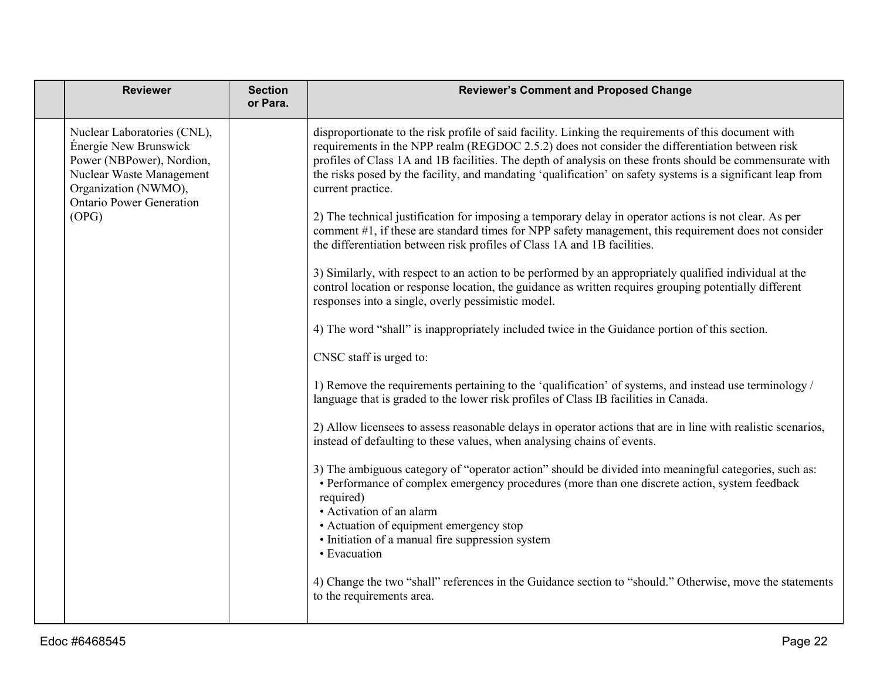| | Reviewer | Section or Para. | Reviewer's Comment and Proposed Change |
|---|---|---|---|
| | Nuclear Laboratories (CNL), Énergie New Brunswick Power (NBPower), Nordion, Nuclear Waste Management Organization (NWMO), Ontario Power Generation (OPG) | | disproportionate to the risk profile of said facility. Linking the requirements of this document with requirements in the NPP realm (REGDOC 2.5.2) does not consider the differentiation between risk profiles of Class 1A and 1B facilities. The depth of analysis on these fronts should be commensurate with the risks posed by the facility, and mandating 'qualification' on safety systems is a significant leap from current practice.<br><br>2) The technical justification for imposing a temporary delay in operator actions is not clear. As per comment #1, if these are standard times for NPP safety management, this requirement does not consider the differentiation between risk profiles of Class 1A and 1B facilities.<br><br>3) Similarly, with respect to an action to be performed by an appropriately qualified individual at the control location or response location, the guidance as written requires grouping potentially different responses into a single, overly pessimistic model.<br><br>4) The word "shall" is inappropriately included twice in the Guidance portion of this section.<br><br>CNSC staff is urged to:<br><br>1) Remove the requirements pertaining to the 'qualification' of systems, and instead use terminology / language that is graded to the lower risk profiles of Class IB facilities in Canada.<br><br>2) Allow licensees to assess reasonable delays in operator actions that are in line with realistic scenarios, instead of defaulting to these values, when analysing chains of events.<br><br>3) The ambiguous category of "operator action" should be divided into meaningful categories, such as:<br>• Performance of complex emergency procedures (more than one discrete action, system feedback required)<br>• Activation of an alarm<br>• Actuation of equipment emergency stop<br>• Initiation of a manual fire suppression system<br>• Evacuation<br><br>4) Change the two "shall" references in the Guidance section to "should." Otherwise, move the statements to the requirements area. |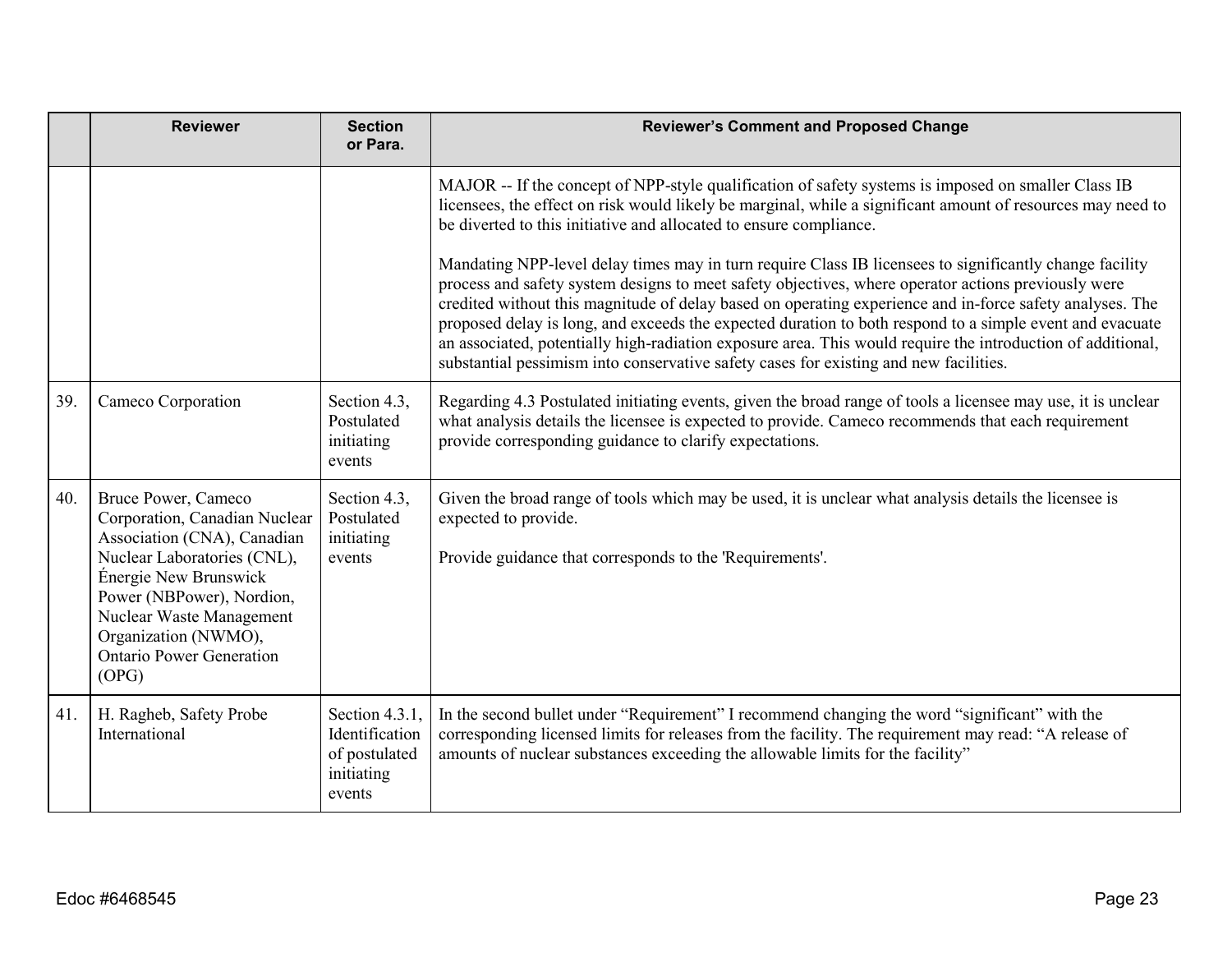| | Reviewer | Section or Para. | Reviewer's Comment and Proposed Change |
|---|---|---|---|
| | | | MAJOR -- If the concept of NPP-style qualification of safety systems is imposed on smaller Class IB licensees, the effect on risk would likely be marginal, while a significant amount of resources may need to be diverted to this initiative and allocated to ensure compliance.<br><br>Mandating NPP-level delay times may in turn require Class IB licensees to significantly change facility process and safety system designs to meet safety objectives, where operator actions previously were credited without this magnitude of delay based on operating experience and in-force safety analyses. The proposed delay is long, and exceeds the expected duration to both respond to a simple event and evacuate an associated, potentially high-radiation exposure area. This would require the introduction of additional, substantial pessimism into conservative safety cases for existing and new facilities. |
| 39. | Cameco Corporation | Section 4.3, Postulated initiating events | Regarding 4.3 Postulated initiating events, given the broad range of tools a licensee may use, it is unclear what analysis details the licensee is expected to provide. Cameco recommends that each requirement provide corresponding guidance to clarify expectations. |
| 40. | Bruce Power, Cameco Corporation, Canadian Nuclear Association (CNA), Canadian Nuclear Laboratories (CNL), Énergie New Brunswick Power (NBPower), Nordion, Nuclear Waste Management Organization (NWMO), Ontario Power Generation (OPG) | Section 4.3, Postulated initiating events | Given the broad range of tools which may be used, it is unclear what analysis details the licensee is expected to provide.<br><br>Provide guidance that corresponds to the 'Requirements'. |
| 41. | H. Ragheb, Safety Probe International | Section 4.3.1, Identification of postulated initiating events | In the second bullet under "Requirement" I recommend changing the word "significant" with the corresponding licensed limits for releases from the facility. The requirement may read: "A release of amounts of nuclear substances exceeding the allowable limits for the facility" |

Edoc #6468545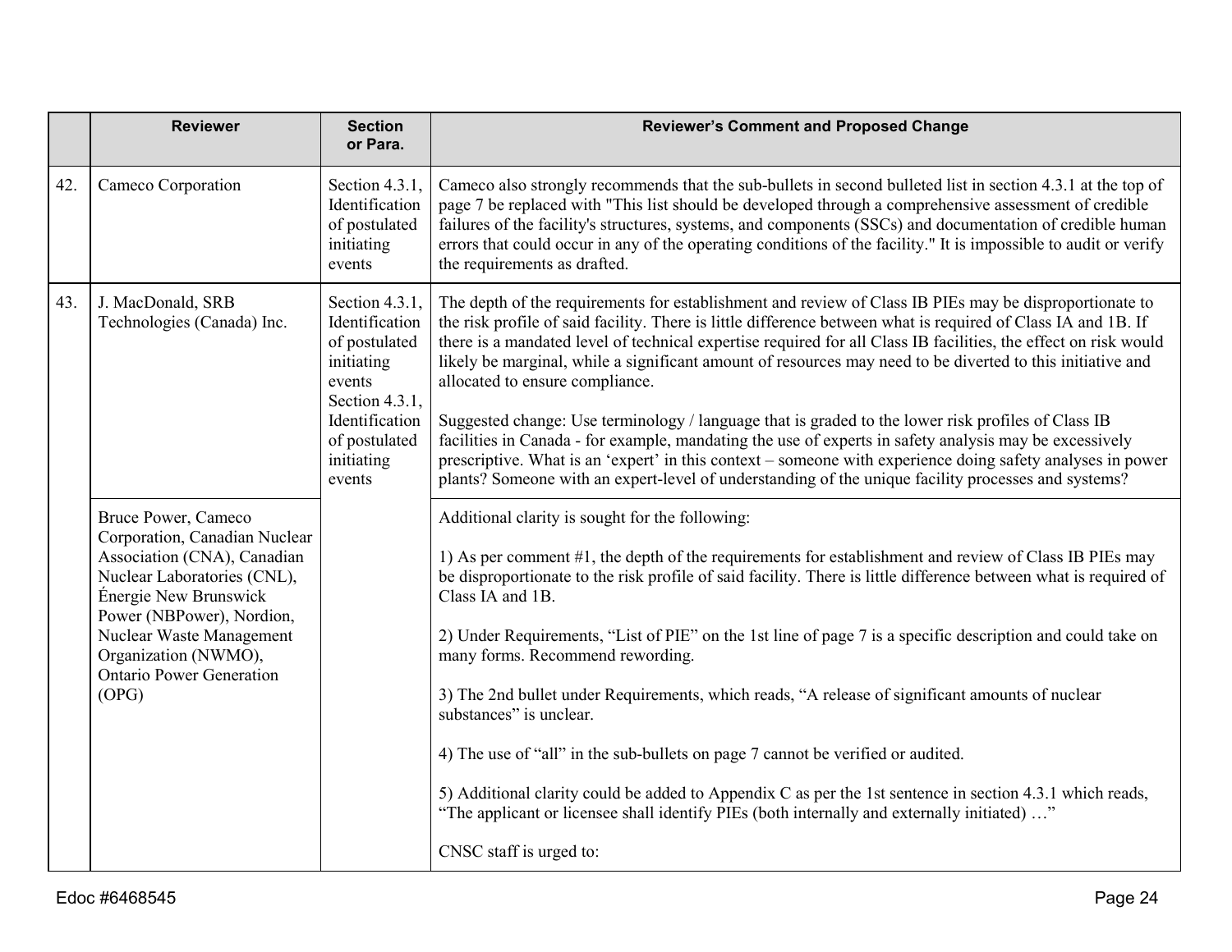| | Reviewer | Section or Para. | Reviewer's Comment and Proposed Change |
|---|---|---|---|
| 42. | Cameco Corporation | Section 4.3.1, Identification of postulated initiating events | Cameco also strongly recommends that the sub-bullets in second bulleted list in section 4.3.1 at the top of page 7 be replaced with "This list should be developed through a comprehensive assessment of credible failures of the facility's structures, systems, and components (SSCs) and documentation of credible human errors that could occur in any of the operating conditions of the facility." It is impossible to audit or verify the requirements as drafted. |
| 43. | J. MacDonald, SRB Technologies (Canada) Inc. | Section 4.3.1, Identification of postulated initiating events Section 4.3.1, Identification of postulated initiating events | The depth of the requirements for establishment and review of Class IB PIEs may be disproportionate to the risk profile of said facility. There is little difference between what is required of Class IA and 1B. If there is a mandated level of technical expertise required for all Class IB facilities, the effect on risk would likely be marginal, while a significant amount of resources may need to be diverted to this initiative and allocated to ensure compliance.<br><br>Suggested change: Use terminology / language that is graded to the lower risk profiles of Class IB facilities in Canada - for example, mandating the use of experts in safety analysis may be excessively prescriptive. What is an 'expert' in this context – someone with experience doing safety analyses in power plants? Someone with an expert-level of understanding of the unique facility processes and systems? |
| | Bruce Power, Cameco Corporation, Canadian Nuclear Association (CNA), Canadian Nuclear Laboratories (CNL), Énergie New Brunswick Power (NBPower), Nordion, Nuclear Waste Management Organization (NWMO), Ontario Power Generation (OPG) | | Additional clarity is sought for the following:<br><br>1) As per comment #1, the depth of the requirements for establishment and review of Class IB PIEs may be disproportionate to the risk profile of said facility. There is little difference between what is required of Class IA and 1B.<br><br>2) Under Requirements, "List of PIE" on the 1st line of page 7 is a specific description and could take on many forms. Recommend rewording.<br><br>3) The 2nd bullet under Requirements, which reads, "A release of significant amounts of nuclear substances" is unclear.<br><br>4) The use of "all" in the sub-bullets on page 7 cannot be verified or audited.<br><br>5) Additional clarity could be added to Appendix C as per the 1st sentence in section 4.3.1 which reads, "The applicant or licensee shall identify PIEs (both internally and externally initiated) …"<br><br>CNSC staff is urged to: |

Edoc #6468545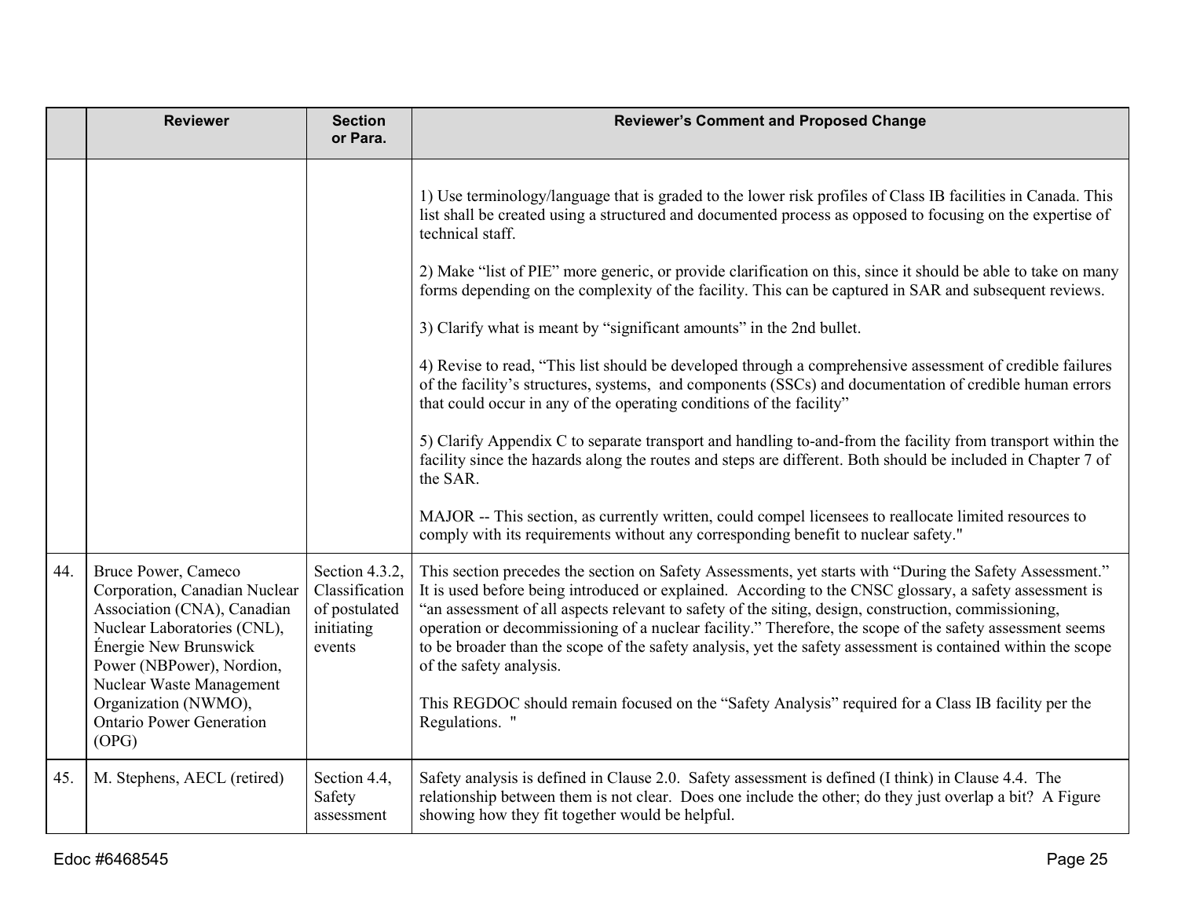|  | Reviewer | Section or Para. | Reviewer's Comment and Proposed Change |
| --- | --- | --- | --- |
|  |  |  | 1) Use terminology/language that is graded to the lower risk profiles of Class IB facilities in Canada. This list shall be created using a structured and documented process as opposed to focusing on the expertise of technical staff.<br><br>2) Make "list of PIE" more generic, or provide clarification on this, since it should be able to take on many forms depending on the complexity of the facility. This can be captured in SAR and subsequent reviews.<br><br>3) Clarify what is meant by "significant amounts" in the 2nd bullet.<br><br>4) Revise to read, "This list should be developed through a comprehensive assessment of credible failures of the facility's structures, systems, and components (SSCs) and documentation of credible human errors that could occur in any of the operating conditions of the facility"<br><br>5) Clarify Appendix C to separate transport and handling to-and-from the facility from transport within the facility since the hazards along the routes and steps are different. Both should be included in Chapter 7 of the SAR.<br><br>MAJOR -- This section, as currently written, could compel licensees to reallocate limited resources to comply with its requirements without any corresponding benefit to nuclear safety." |
| 44. | Bruce Power, Cameco Corporation, Canadian Nuclear Association (CNA), Canadian Nuclear Laboratories (CNL), Énergie New Brunswick Power (NBPower), Nordion, Nuclear Waste Management Organization (NWMO), Ontario Power Generation (OPG) | Section 4.3.2, Classification of postulated initiating events | This section precedes the section on Safety Assessments, yet starts with "During the Safety Assessment." It is used before being introduced or explained. According to the CNSC glossary, a safety assessment is "an assessment of all aspects relevant to safety of the siting, design, construction, commissioning, operation or decommissioning of a nuclear facility." Therefore, the scope of the safety assessment seems to be broader than the scope of the safety analysis, yet the safety assessment is contained within the scope of the safety analysis.<br><br>This REGDOC should remain focused on the "Safety Analysis" required for a Class IB facility per the Regulations. " |
| 45. | M. Stephens, AECL (retired) | Section 4.4, Safety assessment | Safety analysis is defined in Clause 2.0. Safety assessment is defined (I think) in Clause 4.4. The relationship between them is not clear. Does one include the other; do they just overlap a bit? A Figure showing how they fit together would be helpful. |

Edoc #6468545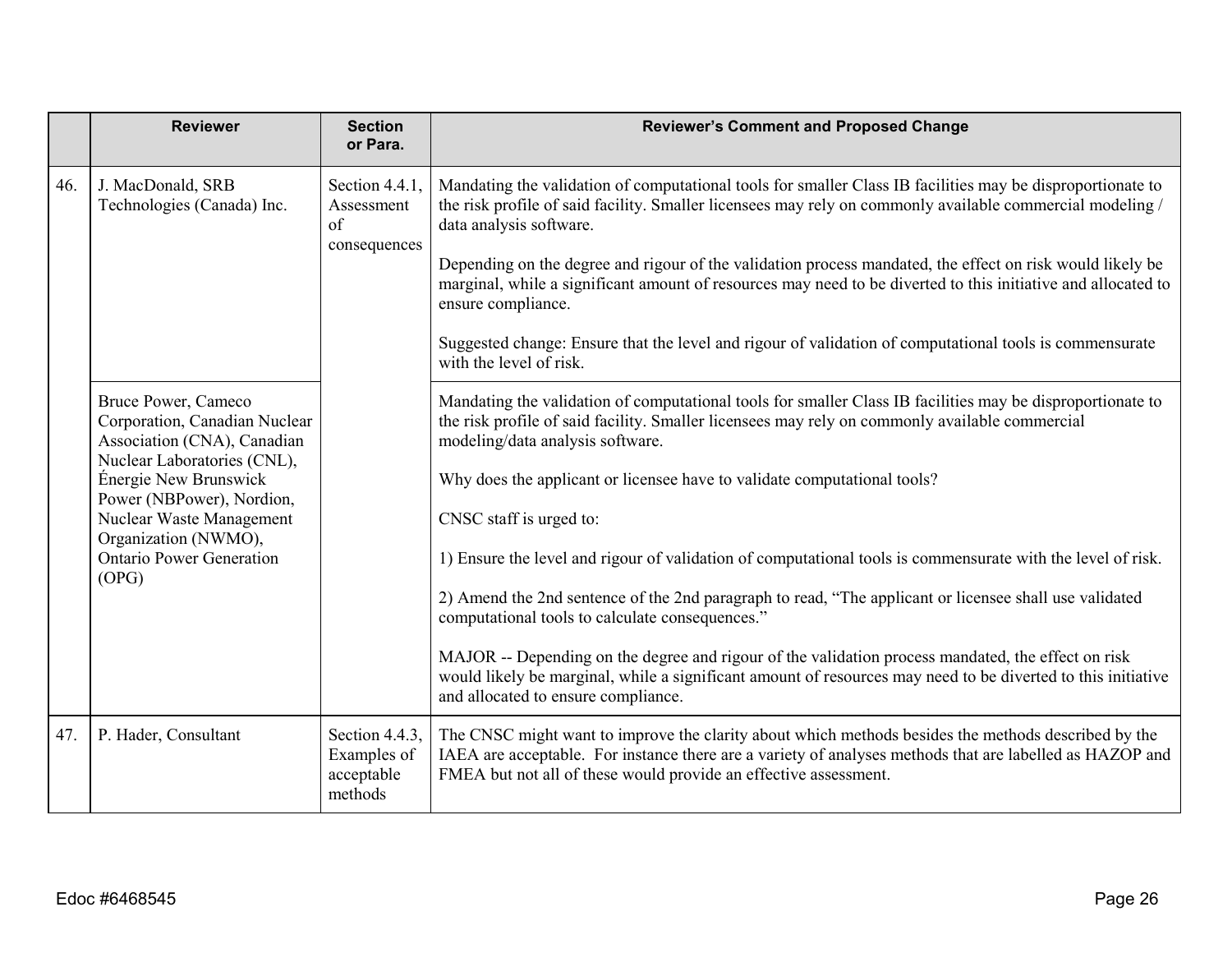| | Reviewer | Section or Para. | Reviewer's Comment and Proposed Change |
|---|---|---|---|
| 46. | J. MacDonald, SRB Technologies (Canada) Inc. | Section 4.4.1, Assessment of consequences | Mandating the validation of computational tools for smaller Class IB facilities may be disproportionate to the risk profile of said facility. Smaller licensees may rely on commonly available commercial modeling / data analysis software.<br><br>Depending on the degree and rigour of the validation process mandated, the effect on risk would likely be marginal, while a significant amount of resources may need to be diverted to this initiative and allocated to ensure compliance.<br><br>Suggested change: Ensure that the level and rigour of validation of computational tools is commensurate with the level of risk. |
| | Bruce Power, Cameco Corporation, Canadian Nuclear Association (CNA), Canadian Nuclear Laboratories (CNL), Énergie New Brunswick Power (NBPower), Nordion, Nuclear Waste Management Organization (NWMO), Ontario Power Generation (OPG) | | Mandating the validation of computational tools for smaller Class IB facilities may be disproportionate to the risk profile of said facility. Smaller licensees may rely on commonly available commercial modeling/data analysis software.<br><br>Why does the applicant or licensee have to validate computational tools?<br><br>CNSC staff is urged to:<br><br>1) Ensure the level and rigour of validation of computational tools is commensurate with the level of risk.<br><br>2) Amend the 2nd sentence of the 2nd paragraph to read, "The applicant or licensee shall use validated computational tools to calculate consequences."<br><br>MAJOR -- Depending on the degree and rigour of the validation process mandated, the effect on risk would likely be marginal, while a significant amount of resources may need to be diverted to this initiative and allocated to ensure compliance. |
| 47. | P. Hader, Consultant | Section 4.4.3, Examples of acceptable methods | The CNSC might want to improve the clarity about which methods besides the methods described by the IAEA are acceptable. For instance there are a variety of analyses methods that are labelled as HAZOP and FMEA but not all of these would provide an effective assessment. |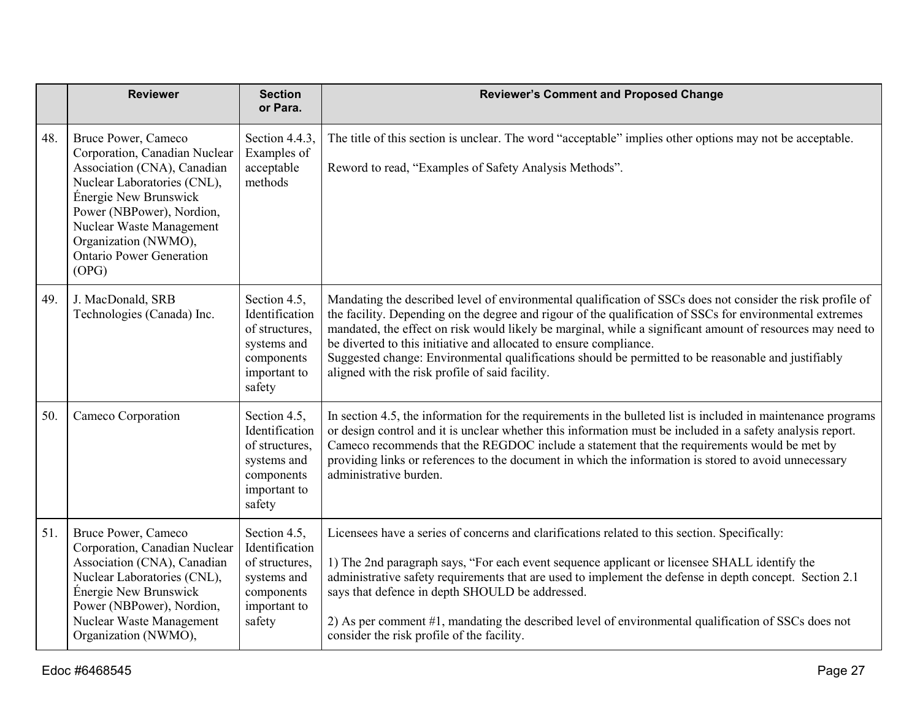| | Reviewer | Section or Para. | Reviewer's Comment and Proposed Change |
|---|---|---|---|
| 48. | Bruce Power, Cameco Corporation, Canadian Nuclear Association (CNA), Canadian Nuclear Laboratories (CNL), Énergie New Brunswick Power (NBPower), Nordion, Nuclear Waste Management Organization (NWMO), Ontario Power Generation (OPG) | Section 4.4.3, Examples of acceptable methods | The title of this section is unclear. The word "acceptable" implies other options may not be acceptable.<br><br>Reword to read, "Examples of Safety Analysis Methods". |
| 49. | J. MacDonald, SRB Technologies (Canada) Inc. | Section 4.5, Identification of structures, systems and components important to safety | Mandating the described level of environmental qualification of SSCs does not consider the risk profile of the facility. Depending on the degree and rigour of the qualification of SSCs for environmental extremes mandated, the effect on risk would likely be marginal, while a significant amount of resources may need to be diverted to this initiative and allocated to ensure compliance.<br>Suggested change: Environmental qualifications should be permitted to be reasonable and justifiably aligned with the risk profile of said facility. |
| 50. | Cameco Corporation | Section 4.5, Identification of structures, systems and components important to safety | In section 4.5, the information for the requirements in the bulleted list is included in maintenance programs or design control and it is unclear whether this information must be included in a safety analysis report. Cameco recommends that the REGDOC include a statement that the requirements would be met by providing links or references to the document in which the information is stored to avoid unnecessary administrative burden. |
| 51. | Bruce Power, Cameco Corporation, Canadian Nuclear Association (CNA), Canadian Nuclear Laboratories (CNL), Énergie New Brunswick Power (NBPower), Nordion, Nuclear Waste Management Organization (NWMO), | Section 4.5, Identification of structures, systems and components important to safety | Licensees have a series of concerns and clarifications related to this section. Specifically:<br><br>1) The 2nd paragraph says, "For each event sequence applicant or licensee SHALL identify the administrative safety requirements that are used to implement the defense in depth concept. Section 2.1 says that defence in depth SHOULD be addressed.<br><br>2) As per comment #1, mandating the described level of environmental qualification of SSCs does not consider the risk profile of the facility. |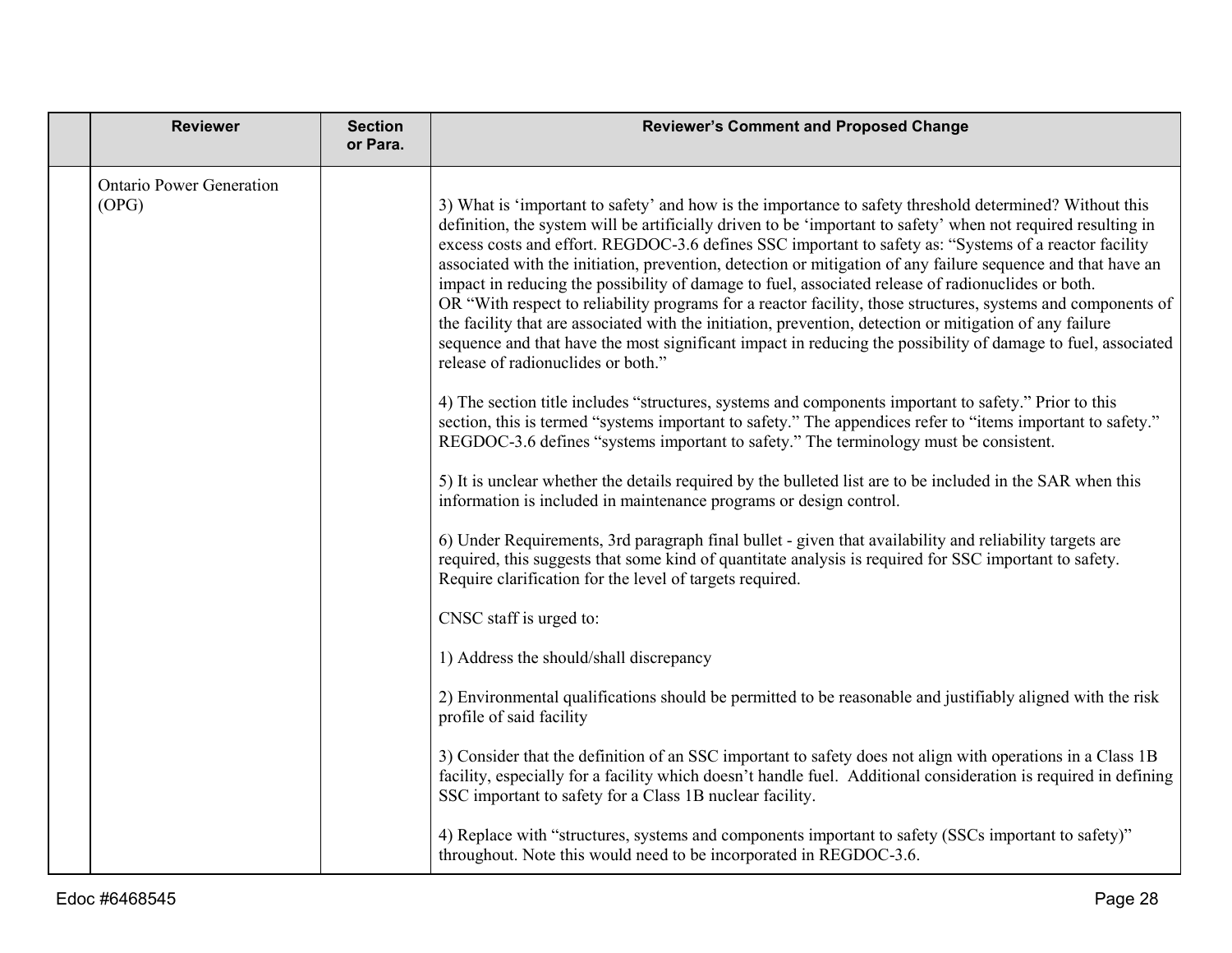| | Reviewer | Section or Para. | Reviewer's Comment and Proposed Change |
|---|---|---|---|
| | Ontario Power Generation (OPG) | | 3) What is 'important to safety' and how is the importance to safety threshold determined? Without this definition, the system will be artificially driven to be 'important to safety' when not required resulting in excess costs and effort. REGDOC-3.6 defines SSC important to safety as: "Systems of a reactor facility associated with the initiation, prevention, detection or mitigation of any failure sequence and that have an impact in reducing the possibility of damage to fuel, associated release of radionuclides or both.<br>OR "With respect to reliability programs for a reactor facility, those structures, systems and components of the facility that are associated with the initiation, prevention, detection or mitigation of any failure sequence and that have the most significant impact in reducing the possibility of damage to fuel, associated release of radionuclides or both."<br><br>4) The section title includes "structures, systems and components important to safety." Prior to this section, this is termed "systems important to safety." The appendices refer to "items important to safety." REGDOC-3.6 defines "systems important to safety." The terminology must be consistent.<br><br>5) It is unclear whether the details required by the bulleted list are to be included in the SAR when this information is included in maintenance programs or design control.<br><br>6) Under Requirements, 3rd paragraph final bullet - given that availability and reliability targets are required, this suggests that some kind of quantitate analysis is required for SSC important to safety. Require clarification for the level of targets required.<br><br>CNSC staff is urged to:<br><br>1) Address the should/shall discrepancy<br><br>2) Environmental qualifications should be permitted to be reasonable and justifiably aligned with the risk profile of said facility<br><br>3) Consider that the definition of an SSC important to safety does not align with operations in a Class 1B facility, especially for a facility which doesn't handle fuel. Additional consideration is required in defining SSC important to safety for a Class 1B nuclear facility.<br><br>4) Replace with "structures, systems and components important to safety (SSCs important to safety)" throughout. Note this would need to be incorporated in REGDOC-3.6. |

Edoc #6468545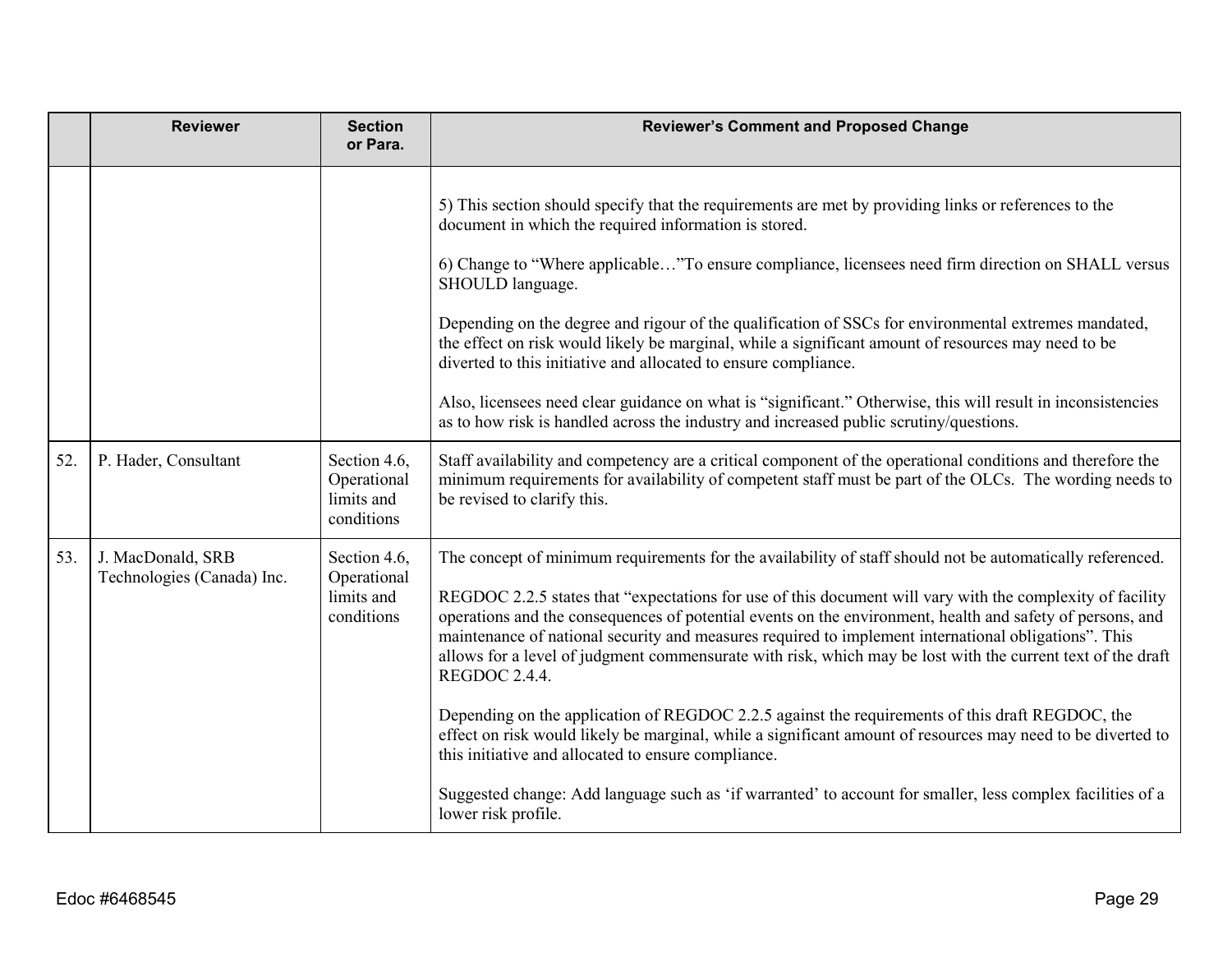| | Reviewer | Section or Para. | Reviewer's Comment and Proposed Change |
|---|---|---|---|
| | | | 5) This section should specify that the requirements are met by providing links or references to the document in which the required information is stored.<br><br>6) Change to "Where applicable…"To ensure compliance, licensees need firm direction on SHALL versus SHOULD language.<br><br>Depending on the degree and rigour of the qualification of SSCs for environmental extremes mandated, the effect on risk would likely be marginal, while a significant amount of resources may need to be diverted to this initiative and allocated to ensure compliance.<br><br>Also, licensees need clear guidance on what is "significant." Otherwise, this will result in inconsistencies as to how risk is handled across the industry and increased public scrutiny/questions. |
| 52. | P. Hader, Consultant | Section 4.6, Operational limits and conditions | Staff availability and competency are a critical component of the operational conditions and therefore the minimum requirements for availability of competent staff must be part of the OLCs. The wording needs to be revised to clarify this. |
| 53. | J. MacDonald, SRB Technologies (Canada) Inc. | Section 4.6, Operational limits and conditions | The concept of minimum requirements for the availability of staff should not be automatically referenced.<br><br>REGDOC 2.2.5 states that "expectations for use of this document will vary with the complexity of facility operations and the consequences of potential events on the environment, health and safety of persons, and maintenance of national security and measures required to implement international obligations". This allows for a level of judgment commensurate with risk, which may be lost with the current text of the draft REGDOC 2.4.4.<br><br>Depending on the application of REGDOC 2.2.5 against the requirements of this draft REGDOC, the effect on risk would likely be marginal, while a significant amount of resources may need to be diverted to this initiative and allocated to ensure compliance.<br><br>Suggested change: Add language such as 'if warranted' to account for smaller, less complex facilities of a lower risk profile. |

Edoc #6468545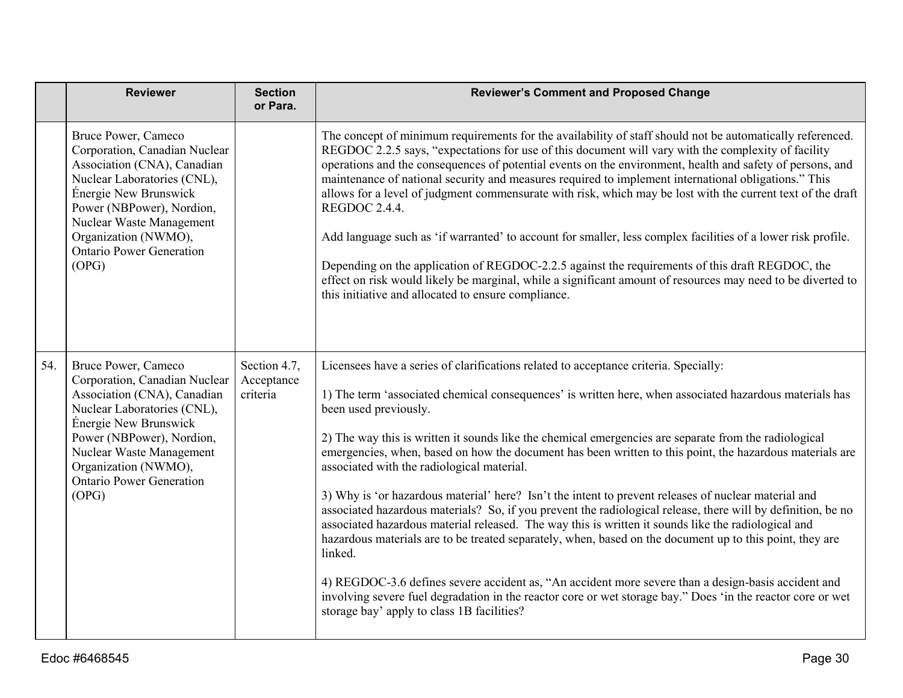| | Reviewer | Section or Para. | Reviewer's Comment and Proposed Change |
|---|---|---|---|
| | Bruce Power, Cameco Corporation, Canadian Nuclear Association (CNA), Canadian Nuclear Laboratories (CNL), Énergie New Brunswick Power (NBPower), Nordion, Nuclear Waste Management Organization (NWMO), Ontario Power Generation (OPG) | | The concept of minimum requirements for the availability of staff should not be automatically referenced. REGDOC 2.2.5 says, "expectations for use of this document will vary with the complexity of facility operations and the consequences of potential events on the environment, health and safety of persons, and maintenance of national security and measures required to implement international obligations." This allows for a level of judgment commensurate with risk, which may be lost with the current text of the draft REGDOC 2.4.4.<br><br>Add language such as 'if warranted' to account for smaller, less complex facilities of a lower risk profile.<br><br>Depending on the application of REGDOC-2.2.5 against the requirements of this draft REGDOC, the effect on risk would likely be marginal, while a significant amount of resources may need to be diverted to this initiative and allocated to ensure compliance. |
| 54. | Bruce Power, Cameco Corporation, Canadian Nuclear Association (CNA), Canadian Nuclear Laboratories (CNL), Énergie New Brunswick Power (NBPower), Nordion, Nuclear Waste Management Organization (NWMO), Ontario Power Generation (OPG) | Section 4.7, Acceptance criteria | Licensees have a series of clarifications related to acceptance criteria. Specially:<br><br>1) The term 'associated chemical consequences' is written here, when associated hazardous materials has been used previously.<br><br>2) The way this is written it sounds like the chemical emergencies are separate from the radiological emergencies, when, based on how the document has been written to this point, the hazardous materials are associated with the radiological material.<br><br>3) Why is 'or hazardous material' here? Isn't the intent to prevent releases of nuclear material and associated hazardous materials? So, if you prevent the radiological release, there will by definition, be no associated hazardous material released. The way this is written it sounds like the radiological and hazardous materials are to be treated separately, when, based on the document up to this point, they are linked.<br><br>4) REGDOC-3.6 defines severe accident as, "An accident more severe than a design-basis accident and involving severe fuel degradation in the reactor core or wet storage bay." Does 'in the reactor core or wet storage bay' apply to class 1B facilities? |

Edoc #6468545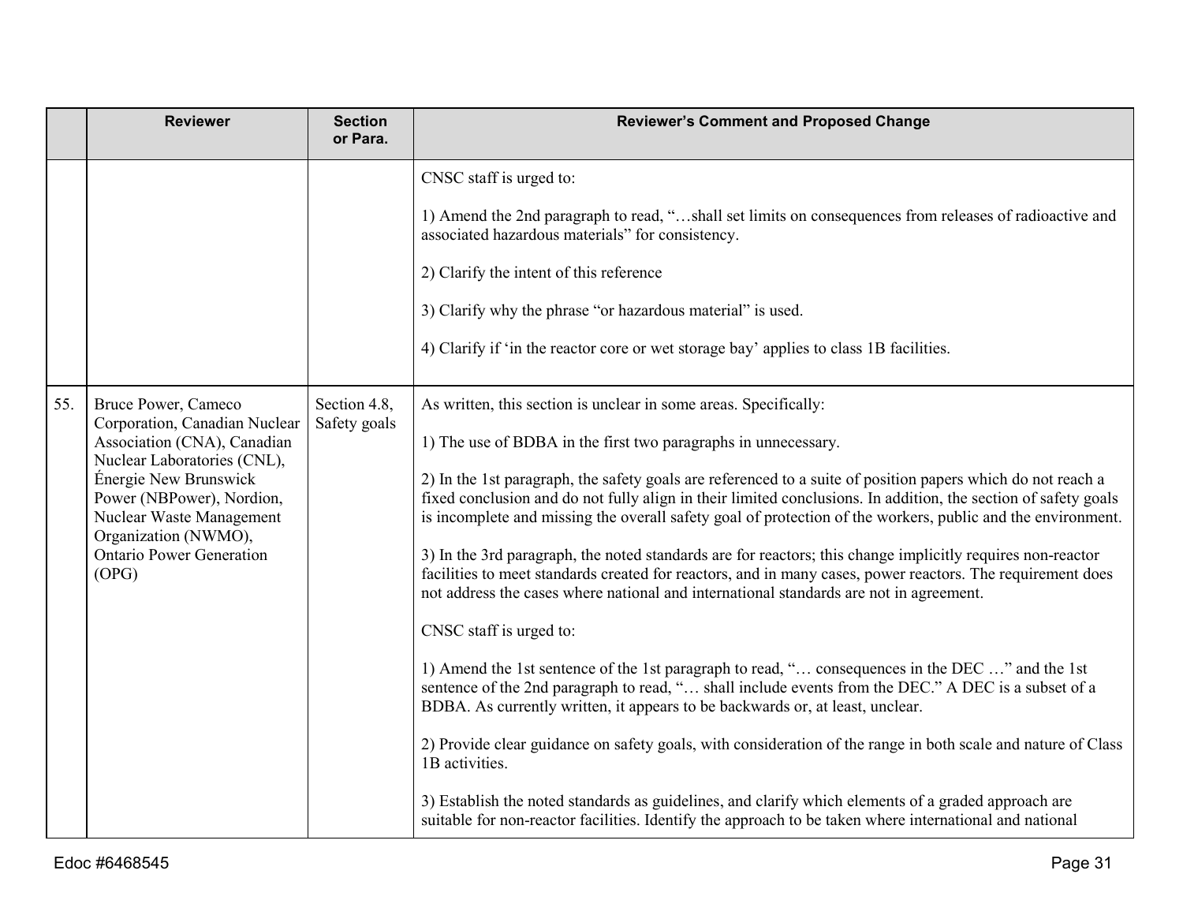|  | Reviewer | Section or Para. | Reviewer's Comment and Proposed Change |
|---|---|---|---|
|  |  |  | CNSC staff is urged to:<br><br>1) Amend the 2nd paragraph to read, "…shall set limits on consequences from releases of radioactive and associated hazardous materials" for consistency.<br><br>2) Clarify the intent of this reference<br><br>3) Clarify why the phrase "or hazardous material" is used.<br><br>4) Clarify if 'in the reactor core or wet storage bay' applies to class 1B facilities. |
| 55. | Bruce Power, Cameco Corporation, Canadian Nuclear Association (CNA), Canadian Nuclear Laboratories (CNL), Énergie New Brunswick Power (NBPower), Nordion, Nuclear Waste Management Organization (NWMO), Ontario Power Generation (OPG) | Section 4.8, Safety goals | As written, this section is unclear in some areas. Specifically:<br><br>1) The use of BDBA in the first two paragraphs in unnecessary.<br><br>2) In the 1st paragraph, the safety goals are referenced to a suite of position papers which do not reach a fixed conclusion and do not fully align in their limited conclusions. In addition, the section of safety goals is incomplete and missing the overall safety goal of protection of the workers, public and the environment.<br><br>3) In the 3rd paragraph, the noted standards are for reactors; this change implicitly requires non-reactor facilities to meet standards created for reactors, and in many cases, power reactors. The requirement does not address the cases where national and international standards are not in agreement.<br><br>CNSC staff is urged to:<br><br>1) Amend the 1st sentence of the 1st paragraph to read, "… consequences in the DEC …" and the 1st sentence of the 2nd paragraph to read, "… shall include events from the DEC." A DEC is a subset of a BDBA. As currently written, it appears to be backwards or, at least, unclear.<br><br>2) Provide clear guidance on safety goals, with consideration of the range in both scale and nature of Class 1B activities.<br><br>3) Establish the noted standards as guidelines, and clarify which elements of a graded approach are suitable for non-reactor facilities. Identify the approach to be taken where international and national |

Edoc #6468545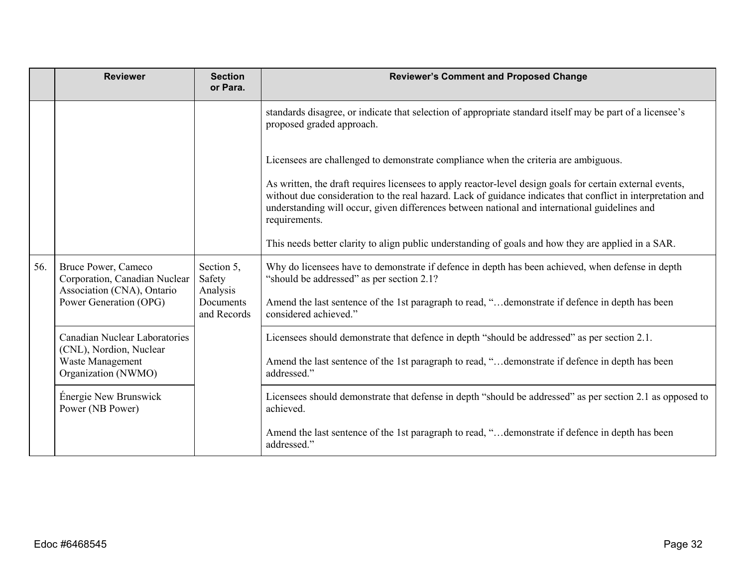| | Reviewer | Section or Para. | Reviewer's Comment and Proposed Change |
|---|---|---|---|
| | | | standards disagree, or indicate that selection of appropriate standard itself may be part of a licensee's proposed graded approach.<br><br>Licensees are challenged to demonstrate compliance when the criteria are ambiguous.<br><br>As written, the draft requires licensees to apply reactor-level design goals for certain external events, without due consideration to the real hazard. Lack of guidance indicates that conflict in interpretation and understanding will occur, given differences between national and international guidelines and requirements.<br><br>This needs better clarity to align public understanding of goals and how they are applied in a SAR. |
| 56. | Bruce Power, Cameco Corporation, Canadian Nuclear Association (CNA), Ontario Power Generation (OPG) | Section 5, Safety Analysis Documents and Records | Why do licensees have to demonstrate if defence in depth has been achieved, when defense in depth "should be addressed" as per section 2.1?<br><br>Amend the last sentence of the 1st paragraph to read, "…demonstrate if defence in depth has been considered achieved." |
| | Canadian Nuclear Laboratories (CNL), Nordion, Nuclear Waste Management Organization (NWMO) | | Licensees should demonstrate that defence in depth "should be addressed" as per section 2.1.<br><br>Amend the last sentence of the 1st paragraph to read, "…demonstrate if defence in depth has been addressed." |
| | Énergie New Brunswick Power (NB Power) | | Licensees should demonstrate that defense in depth "should be addressed" as per section 2.1 as opposed to achieved.<br><br>Amend the last sentence of the 1st paragraph to read, "…demonstrate if defence in depth has been addressed." |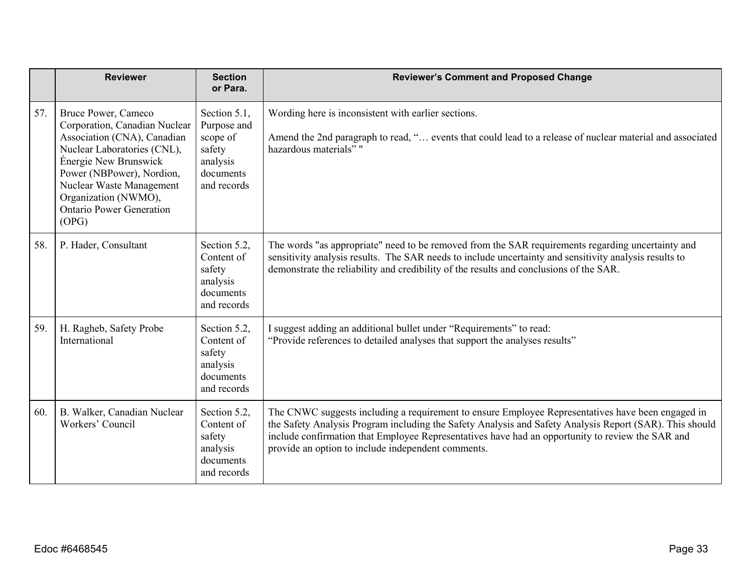| | Reviewer | Section or Para. | Reviewer's Comment and Proposed Change |
|---|---|---|---|
| 57. | Bruce Power, Cameco Corporation, Canadian Nuclear Association (CNA), Canadian Nuclear Laboratories (CNL), Énergie New Brunswick Power (NBPower), Nordion, Nuclear Waste Management Organization (NWMO), Ontario Power Generation (OPG) | Section 5.1, Purpose and scope of safety analysis documents and records | Wording here is inconsistent with earlier sections.<br><br>Amend the 2nd paragraph to read, "… events that could lead to a release of nuclear material and associated hazardous materials" " |
| 58. | P. Hader, Consultant | Section 5.2, Content of safety analysis documents and records | The words "as appropriate" need to be removed from the SAR requirements regarding uncertainty and sensitivity analysis results. The SAR needs to include uncertainty and sensitivity analysis results to demonstrate the reliability and credibility of the results and conclusions of the SAR. |
| 59. | H. Ragheb, Safety Probe International | Section 5.2, Content of safety analysis documents and records | I suggest adding an additional bullet under "Requirements" to read:<br>"Provide references to detailed analyses that support the analyses results" |
| 60. | B. Walker, Canadian Nuclear Workers' Council | Section 5.2, Content of safety analysis documents and records | The CNWC suggests including a requirement to ensure Employee Representatives have been engaged in the Safety Analysis Program including the Safety Analysis and Safety Analysis Report (SAR). This should include confirmation that Employee Representatives have had an opportunity to review the SAR and provide an option to include independent comments. |

Edoc #6468545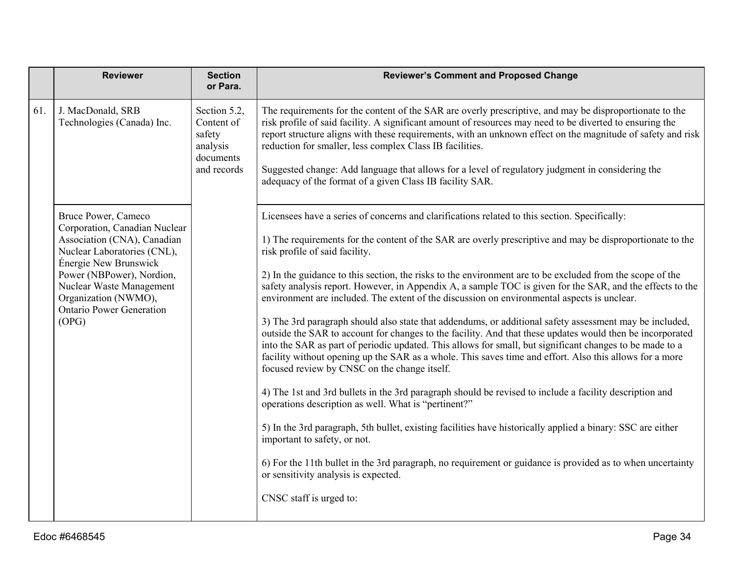| | Reviewer | Section or Para. | Reviewer's Comment and Proposed Change |
|---|---|---|---|
| 61. | J. MacDonald, SRB Technologies (Canada) Inc. | Section 5.2, Content of safety analysis documents and records | The requirements for the content of the SAR are overly prescriptive, and may be disproportionate to the risk profile of said facility. A significant amount of resources may need to be diverted to ensuring the report structure aligns with these requirements, with an unknown effect on the magnitude of safety and risk reduction for smaller, less complex Class IB facilities.<br><br>Suggested change: Add language that allows for a level of regulatory judgment in considering the adequacy of the format of a given Class IB facility SAR. |
| | Bruce Power, Cameco Corporation, Canadian Nuclear Association (CNA), Canadian Nuclear Laboratories (CNL), Énergie New Brunswick Power (NBPower), Nordion, Nuclear Waste Management Organization (NWMO), Ontario Power Generation (OPG) | | Licensees have a series of concerns and clarifications related to this section. Specifically:<br><br>1) The requirements for the content of the SAR are overly prescriptive and may be disproportionate to the risk profile of said facility.<br><br>2) In the guidance to this section, the risks to the environment are to be excluded from the scope of the safety analysis report. However, in Appendix A, a sample TOC is given for the SAR, and the effects to the environment are included. The extent of the discussion on environmental aspects is unclear.<br><br>3) The 3rd paragraph should also state that addendums, or additional safety assessment may be included, outside the SAR to account for changes to the facility. And that these updates would then be incorporated into the SAR as part of periodic updated. This allows for small, but significant changes to be made to a facility without opening up the SAR as a whole. This saves time and effort. Also this allows for a more focused review by CNSC on the change itself.<br><br>4) The 1st and 3rd bullets in the 3rd paragraph should be revised to include a facility description and operations description as well. What is "pertinent?"<br><br>5) In the 3rd paragraph, 5th bullet, existing facilities have historically applied a binary: SSC are either important to safety, or not.<br><br>6) For the 11th bullet in the 3rd paragraph, no requirement or guidance is provided as to when uncertainty or sensitivity analysis is expected.<br><br>CNSC staff is urged to: |

Edoc #6468545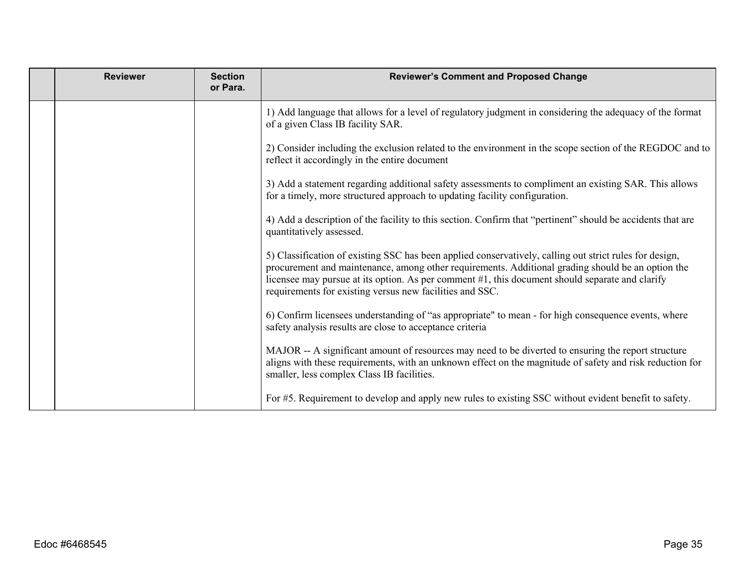| | Reviewer | Section or Para. | Reviewer's Comment and Proposed Change |
|---|---|---|---|
| | | | 1) Add language that allows for a level of regulatory judgment in considering the adequacy of the format of a given Class IB facility SAR.<br><br>2) Consider including the exclusion related to the environment in the scope section of the REGDOC and to reflect it accordingly in the entire document<br><br>3) Add a statement regarding additional safety assessments to compliment an existing SAR. This allows for a timely, more structured approach to updating facility configuration.<br><br>4) Add a description of the facility to this section. Confirm that "pertinent" should be accidents that are quantitatively assessed.<br><br>5) Classification of existing SSC has been applied conservatively, calling out strict rules for design, procurement and maintenance, among other requirements. Additional grading should be an option the licensee may pursue at its option. As per comment #1, this document should separate and clarify requirements for existing versus new facilities and SSC.<br><br>6) Confirm licensees understanding of "as appropriate" to mean - for high consequence events, where safety analysis results are close to acceptance criteria<br><br>MAJOR -- A significant amount of resources may need to be diverted to ensuring the report structure aligns with these requirements, with an unknown effect on the magnitude of safety and risk reduction for smaller, less complex Class IB facilities.<br><br>For #5. Requirement to develop and apply new rules to existing SSC without evident benefit to safety. |

Edoc #6468545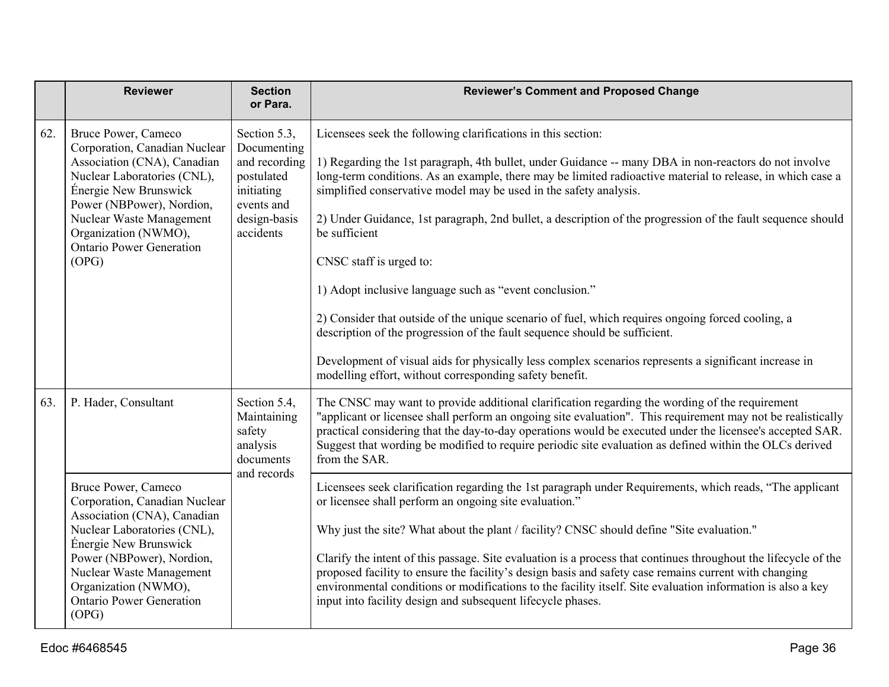| | Reviewer | Section or Para. | Reviewer's Comment and Proposed Change |
|---|---|---|---|
| 62. | Bruce Power, Cameco Corporation, Canadian Nuclear Association (CNA), Canadian Nuclear Laboratories (CNL), Énergie New Brunswick Power (NBPower), Nordion, Nuclear Waste Management Organization (NWMO), Ontario Power Generation (OPG) | Section 5.3, Documenting and recording postulated initiating events and design-basis accidents | Licensees seek the following clarifications in this section:<br><br>1) Regarding the 1st paragraph, 4th bullet, under Guidance -- many DBA in non-reactors do not involve long-term conditions. As an example, there may be limited radioactive material to release, in which case a simplified conservative model may be used in the safety analysis.<br><br>2) Under Guidance, 1st paragraph, 2nd bullet, a description of the progression of the fault sequence should be sufficient<br><br>CNSC staff is urged to:<br><br>1) Adopt inclusive language such as "event conclusion."<br><br>2) Consider that outside of the unique scenario of fuel, which requires ongoing forced cooling, a description of the progression of the fault sequence should be sufficient.<br><br>Development of visual aids for physically less complex scenarios represents a significant increase in modelling effort, without corresponding safety benefit. |
| 63. | P. Hader, Consultant | Section 5.4, Maintaining safety analysis documents and records | The CNSC may want to provide additional clarification regarding the wording of the requirement "applicant or licensee shall perform an ongoing site evaluation". This requirement may not be realistically practical considering that the day-to-day operations would be executed under the licensee's accepted SAR. Suggest that wording be modified to require periodic site evaluation as defined within the OLCs derived from the SAR. |
| | Bruce Power, Cameco Corporation, Canadian Nuclear Association (CNA), Canadian Nuclear Laboratories (CNL), Énergie New Brunswick Power (NBPower), Nordion, Nuclear Waste Management Organization (NWMO), Ontario Power Generation (OPG) | | Licensees seek clarification regarding the 1st paragraph under Requirements, which reads, "The applicant or licensee shall perform an ongoing site evaluation."<br><br>Why just the site? What about the plant / facility? CNSC should define "Site evaluation."<br><br>Clarify the intent of this passage. Site evaluation is a process that continues throughout the lifecycle of the proposed facility to ensure the facility's design basis and safety case remains current with changing environmental conditions or modifications to the facility itself. Site evaluation information is also a key input into facility design and subsequent lifecycle phases. |

Edoc #6468545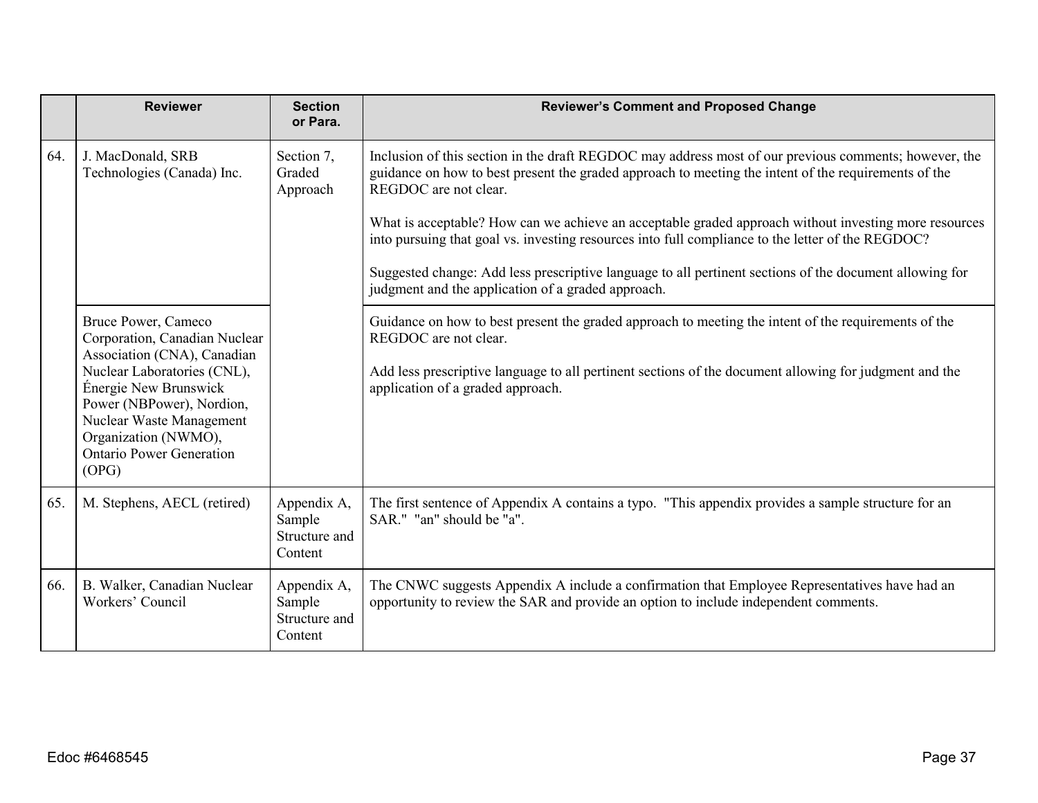|  | Reviewer | Section or Para. | Reviewer's Comment and Proposed Change |
|---|---|---|---|
| 64. | J. MacDonald, SRB Technologies (Canada) Inc. | Section 7, Graded Approach | Inclusion of this section in the draft REGDOC may address most of our previous comments; however, the guidance on how to best present the graded approach to meeting the intent of the requirements of the REGDOC are not clear.<br><br>What is acceptable? How can we achieve an acceptable graded approach without investing more resources into pursuing that goal vs. investing resources into full compliance to the letter of the REGDOC?<br><br>Suggested change: Add less prescriptive language to all pertinent sections of the document allowing for judgment and the application of a graded approach. |
|  | Bruce Power, Cameco Corporation, Canadian Nuclear Association (CNA), Canadian Nuclear Laboratories (CNL), Énergie New Brunswick Power (NBPower), Nordion, Nuclear Waste Management Organization (NWMO), Ontario Power Generation (OPG) |  | Guidance on how to best present the graded approach to meeting the intent of the requirements of the REGDOC are not clear.<br><br>Add less prescriptive language to all pertinent sections of the document allowing for judgment and the application of a graded approach. |
| 65. | M. Stephens, AECL (retired) | Appendix A, Sample Structure and Content | The first sentence of Appendix A contains a typo. "This appendix provides a sample structure for an SAR." "an" should be "a". |
| 66. | B. Walker, Canadian Nuclear Workers' Council | Appendix A, Sample Structure and Content | The CNWC suggests Appendix A include a confirmation that Employee Representatives have had an opportunity to review the SAR and provide an option to include independent comments. |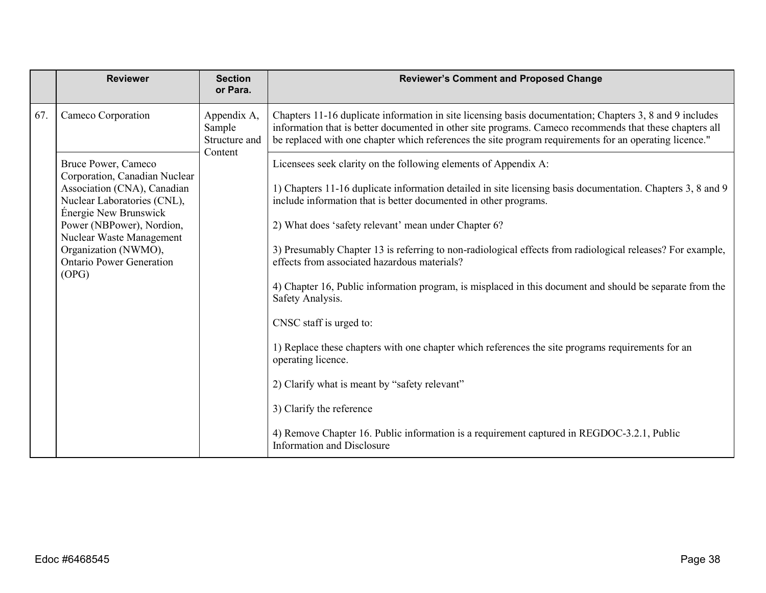| | Reviewer | Section or Para. | Reviewer's Comment and Proposed Change |
|---|---|---|---|
| 67. | Cameco Corporation | Appendix A, Sample Structure and Content | Chapters 11-16 duplicate information in site licensing basis documentation; Chapters 3, 8 and 9 includes information that is better documented in other site programs. Cameco recommends that these chapters all be replaced with one chapter which references the site program requirements for an operating licence." |
| | Bruce Power, Cameco Corporation, Canadian Nuclear Association (CNA), Canadian Nuclear Laboratories (CNL), Énergie New Brunswick Power (NBPower), Nordion, Nuclear Waste Management Organization (NWMO), Ontario Power Generation (OPG) | | Licensees seek clarity on the following elements of Appendix A:<br><br>1) Chapters 11-16 duplicate information detailed in site licensing basis documentation. Chapters 3, 8 and 9 include information that is better documented in other programs.<br><br>2) What does 'safety relevant' mean under Chapter 6?<br><br>3) Presumably Chapter 13 is referring to non-radiological effects from radiological releases? For example, effects from associated hazardous materials?<br><br>4) Chapter 16, Public information program, is misplaced in this document and should be separate from the Safety Analysis.<br><br>CNSC staff is urged to:<br><br>1) Replace these chapters with one chapter which references the site programs requirements for an operating licence.<br><br>2) Clarify what is meant by "safety relevant"<br><br>3) Clarify the reference<br><br>4) Remove Chapter 16. Public information is a requirement captured in REGDOC-3.2.1, Public Information and Disclosure |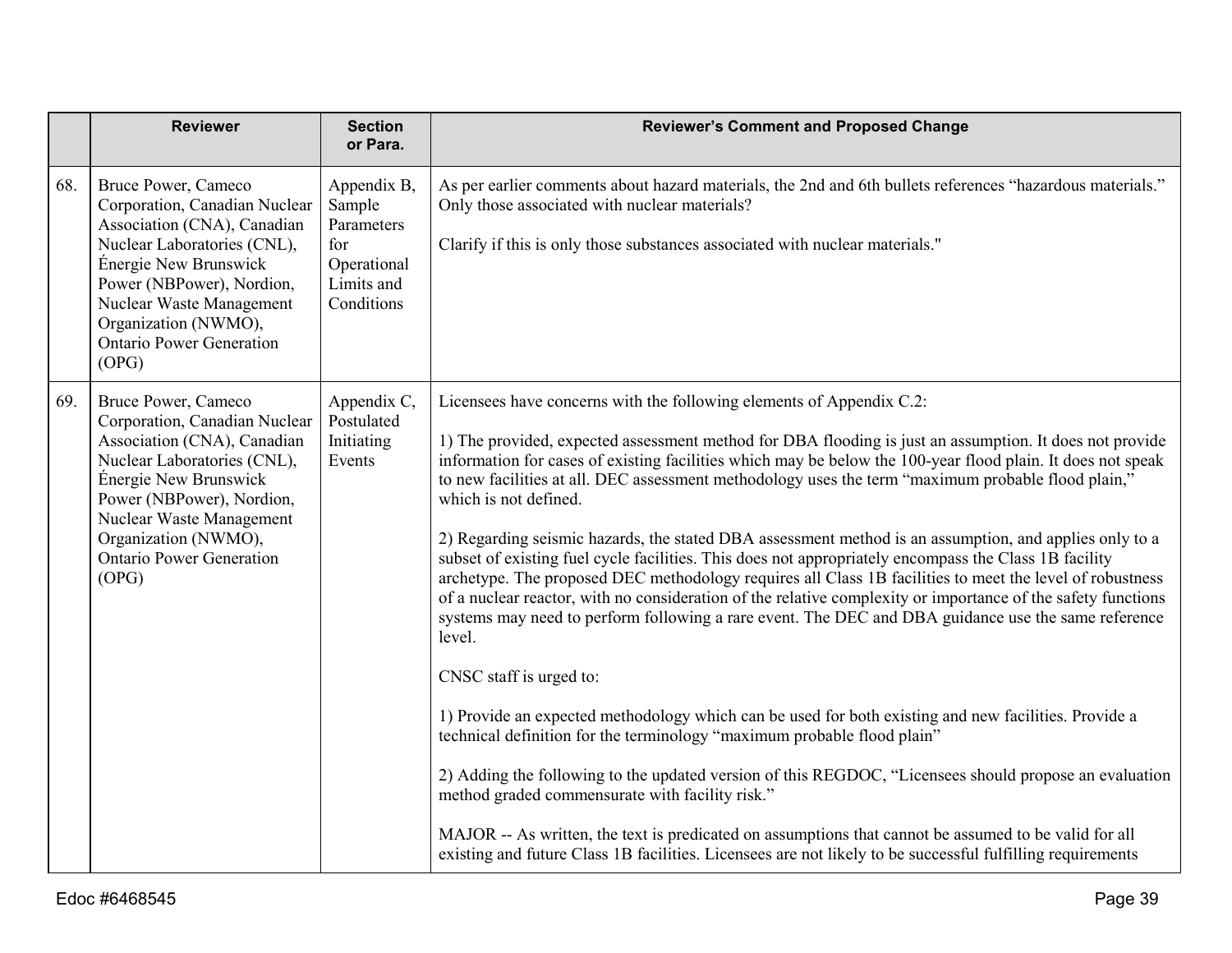| | Reviewer | Section or Para. | Reviewer's Comment and Proposed Change |
|---|---|---|---|
| 68. | Bruce Power, Cameco Corporation, Canadian Nuclear Association (CNA), Canadian Nuclear Laboratories (CNL), Énergie New Brunswick Power (NBPower), Nordion, Nuclear Waste Management Organization (NWMO), Ontario Power Generation (OPG) | Appendix B, Sample Parameters for Operational Limits and Conditions | As per earlier comments about hazard materials, the 2nd and 6th bullets references "hazardous materials." Only those associated with nuclear materials?<br><br>Clarify if this is only those substances associated with nuclear materials." |
| 69. | Bruce Power, Cameco Corporation, Canadian Nuclear Association (CNA), Canadian Nuclear Laboratories (CNL), Énergie New Brunswick Power (NBPower), Nordion, Nuclear Waste Management Organization (NWMO), Ontario Power Generation (OPG) | Appendix C, Postulated Initiating Events | Licensees have concerns with the following elements of Appendix C.2:<br><br>1) The provided, expected assessment method for DBA flooding is just an assumption. It does not provide information for cases of existing facilities which may be below the 100-year flood plain. It does not speak to new facilities at all. DEC assessment methodology uses the term "maximum probable flood plain," which is not defined.<br><br>2) Regarding seismic hazards, the stated DBA assessment method is an assumption, and applies only to a subset of existing fuel cycle facilities. This does not appropriately encompass the Class 1B facility archetype. The proposed DEC methodology requires all Class 1B facilities to meet the level of robustness of a nuclear reactor, with no consideration of the relative complexity or importance of the safety functions systems may need to perform following a rare event. The DEC and DBA guidance use the same reference level.<br><br>CNSC staff is urged to:<br><br>1) Provide an expected methodology which can be used for both existing and new facilities. Provide a technical definition for the terminology "maximum probable flood plain"<br><br>2) Adding the following to the updated version of this REGDOC, "Licensees should propose an evaluation method graded commensurate with facility risk."<br><br>MAJOR -- As written, the text is predicated on assumptions that cannot be assumed to be valid for all existing and future Class 1B facilities. Licensees are not likely to be successful fulfilling requirements |

Edoc #6468545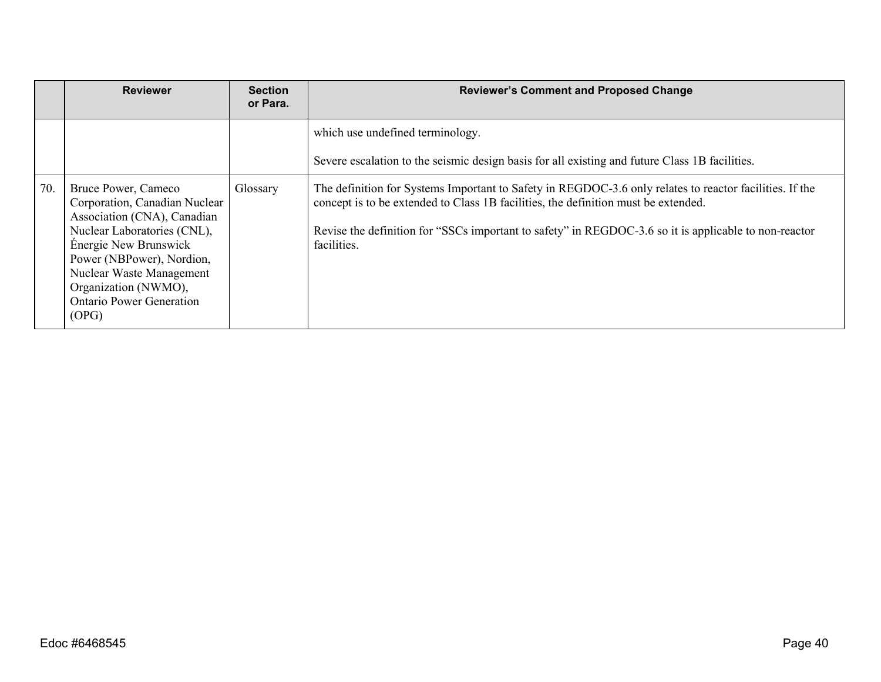| | Reviewer | Section or Para. | Reviewer's Comment and Proposed Change |
|---|---|---|---|
| | | | which use undefined terminology.<br><br>Severe escalation to the seismic design basis for all existing and future Class 1B facilities. |
| 70. | Bruce Power, Cameco Corporation, Canadian Nuclear Association (CNA), Canadian Nuclear Laboratories (CNL), Énergie New Brunswick Power (NBPower), Nordion, Nuclear Waste Management Organization (NWMO), Ontario Power Generation (OPG) | Glossary | The definition for Systems Important to Safety in REGDOC-3.6 only relates to reactor facilities. If the concept is to be extended to Class 1B facilities, the definition must be extended.<br><br>Revise the definition for "SSCs important to safety" in REGDOC-3.6 so it is applicable to non-reactor facilities. |

Edoc #6468545